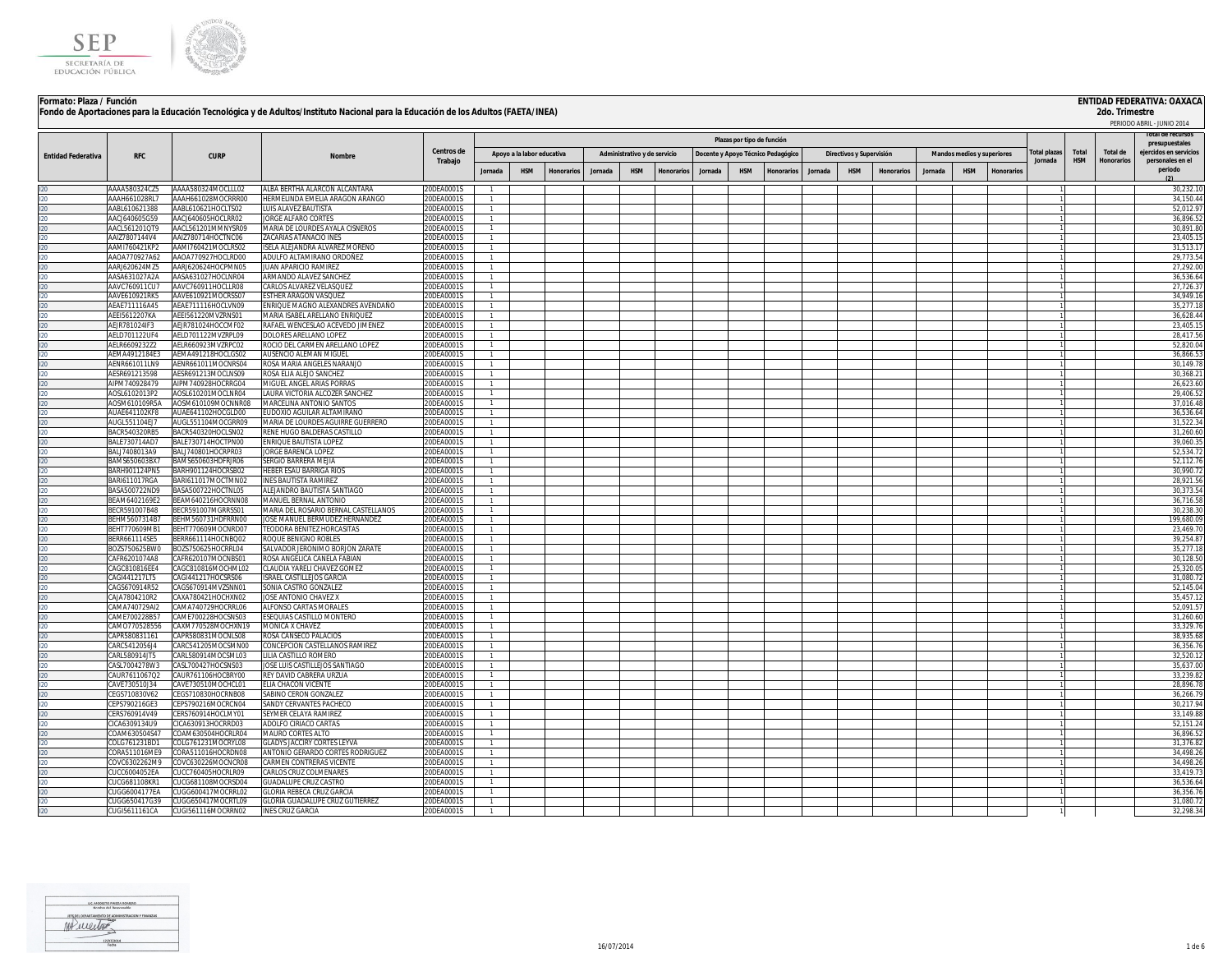**Formato: Plaza / Función**

**Fondo de Aportaciones para la Educación Tecnológica y de Adultos/Instituto Nacional para la Educación de los Adultos (FAETA/INEA)**

**ENTIDAD FEDERATIVA: OAXACA**

**2do. Trimestre**

PERIODO ABRIL - JUNIO 2014

| Entidad Federativa | RFC | CURP | Nombre | Centros de Trabajo | Plazas por tipo de función | | | | | | | | | | | | | | | Total plazas Jornada | Total HSM | Total de Honorarios | Total de recursos presupuestales ejercidos en servicios personales en el periodo (2) |
|---|---|---|---|---|---|---|---|---|---|---|---|---|---|---|---|---|---|---|---|---|---|---|---|
| | | | | | Apoyo a la labor educativa | | | Administrativo y de servicio | | | Docente y Apoyo Técnico Pedagógico | | | Directivos y Supervisión | | | Mandos medios y superiores | | | | | | |
| | | | | | Jornada | HSM | Honorarios | Jornada | HSM | Honorarios | Jornada | HSM | Honorarios | Jornada | HSM | Honorarios | Jornada | HSM | Honorarios | | | | |
| I20 | AAAA580324CZ5 | AAAA580324MOCLLL02 | ALBA BERTHA ALARCON ALCANTARA | 20DEA0001S | 1 | | | | | | | | | | | | | | | 1 | | | 30,232.10 |
| I20 | AAAH661028RL7 | AAAH661028MOCRRR00 | HERMELINDA EMELIA ARAGON ARANGO | 20DEA0001S | 1 | | | | | | | | | | | | | | | 1 | | | 34,150.44 |
| I20 | AABL610621388 | AABL610621HOCLTS02 | LUIS ALAVEZ BAUTISTA | 20DEA0001S | 1 | | | | | | | | | | | | | | | 1 | | | 52,012.97 |
| I20 | AACJ640605G59 | AACJ640605HOCLRR02 | JORGE ALFARO CORTES | 20DEA0001S | 1 | | | | | | | | | | | | | | | 1 | | | 36,896.52 |
| I20 | AACL561201QT9 | AACL561201MMNYSR09 | MARIA DE LOURDES AYALA CISNEROS | 20DEA0001S | 1 | | | | | | | | | | | | | | | 1 | | | 30,891.80 |
| I20 | AAIZ7807144V4 | AAIZ780714HOCTNC06 | ZACARIAS ATANACIO INES | 20DEA0001S | 1 | | | | | | | | | | | | | | | 1 | | | 23,405.15 |
| I20 | AAMI760421KP2 | AAMI760421MOCLRS02 | ISELA ALEJANDRA ALVAREZ MORENO | 20DEA0001S | 1 | | | | | | | | | | | | | | | 1 | | | 31,513.17 |
| I20 | AAOA770927A62 | AAOA770927HOCLRD00 | ADULFO ALTAMIRANO ORDOÑEZ | 20DEA0001S | 1 | | | | | | | | | | | | | | | 1 | | | 29,773.54 |
| I20 | AARJ620624MZ5 | AARJ620624HOCPMN05 | JUAN APARICIO RAMIREZ | 20DEA0001S | 1 | | | | | | | | | | | | | | | 1 | | | 27,292.00 |
| I20 | AASA631027A2A | AASA631027HOCLNR04 | ARMANDO ALAVEZ SANCHEZ | 20DEA0001S | 1 | | | | | | | | | | | | | | | 1 | | | 36,536.64 |
| I20 | AAVC760911CU7 | AAVC760911HOCLLR08 | CARLOS ALVAREZ VELASQUEZ | 20DEA0001S | 1 | | | | | | | | | | | | | | | 1 | | | 27,726.37 |
| I20 | AAVE610921RK5 | AAVE610921MOCRSS07 | ESTHER ARAGON VASQUEZ | 20DEA0001S | 1 | | | | | | | | | | | | | | | 1 | | | 34,949.16 |
| I20 | AEAE711116A45 | AEAE711116HOCLVN09 | ENRIQUE MAGNO ALEXANDRES AVENDAÑO | 20DEA0001S | 1 | | | | | | | | | | | | | | | 1 | | | 35,277.18 |
| I20 | AEEI5612207KA | AEEI561220MVZRNS01 | MARIA ISABEL ARELLANO ENRIQUEZ | 20DEA0001S | 1 | | | | | | | | | | | | | | | 1 | | | 36,628.44 |
| I20 | AEJR781024IF3 | AEJR781024HOCCMF02 | RAFAEL WENCESLAO ACEVEDO JIMENEZ | 20DEA0001S | 1 | | | | | | | | | | | | | | | 1 | | | 23,405.15 |
| I20 | AELD701122UF4 | AELD701122MVZRPL09 | DOLORES ARELLANO LOPEZ | 20DEA0001S | 1 | | | | | | | | | | | | | | | 1 | | | 28,417.56 |
| I20 | AELR6609232Z2 | AELR660923MVZRPC02 | ROCIO DEL CARMEN ARELLANO LOPEZ | 20DEA0001S | 1 | | | | | | | | | | | | | | | 1 | | | 52,820.04 |
| I20 | AEMA4912184E3 | AEMA491218HOCLGS02 | AUSENCIO ALEMAN MIGUEL | 20DEA0001S | 1 | | | | | | | | | | | | | | | 1 | | | 36,866.53 |
| I20 | AENR661011LN9 | AENR661011MOCNRS04 | ROSA MARIA ANGELES NARANJO | 20DEA0001S | 1 | | | | | | | | | | | | | | | 1 | | | 30,149.78 |
| I20 | AESR691213598 | AESR691213MOCLNS09 | ROSA ELIA ALEJO SANCHEZ | 20DEA0001S | 1 | | | | | | | | | | | | | | | 1 | | | 30,368.21 |
| I20 | AIPM740928479 | AIPM740928HOCRRG04 | MIGUEL ANGEL ARIAS PORRAS | 20DEA0001S | 1 | | | | | | | | | | | | | | | 1 | | | 26,623.60 |
| I20 | AOSL6102013P2 | AOSL610201MOCLNR04 | LAURA VICTORIA ALCOZER SANCHEZ | 20DEA0001S | 1 | | | | | | | | | | | | | | | 1 | | | 29,406.52 |
| I20 | AOSM610109R5A | AOSM610109MOCNNR08 | MARCELINA ANTONIO SANTOS | 20DEA0001S | 1 | | | | | | | | | | | | | | | 1 | | | 37,016.48 |
| I20 | AUAE641102KF8 | AUAE641102HOCGLD00 | EUDOXIO AGUILAR ALTAMIRANO | 20DEA0001S | 1 | | | | | | | | | | | | | | | 1 | | | 36,536.64 |
| I20 | AUGL551104EJ7 | AUGL551104MOCGRR09 | MARIA DE LOURDES AGUIRRE GUERRERO | 20DEA0001S | 1 | | | | | | | | | | | | | | | 1 | | | 31,522.34 |
| I20 | BACR540320RB5 | BACR540320HOCLSN02 | RENE HUGO BALDERAS CASTILLO | 20DEA0001S | 1 | | | | | | | | | | | | | | | 1 | | | 31,260.60 |
| I20 | BALE730714AD7 | BALE730714HOCTPN00 | ENRIQUE BAUTISTA LOPEZ | 20DEA0001S | 1 | | | | | | | | | | | | | | | 1 | | | 39,060.35 |
| I20 | BALJ7408013A9 | BALJ740801HOCRPR03 | JORGE BARENCA LOPEZ | 20DEA0001S | 1 | | | | | | | | | | | | | | | 1 | | | 52,534.72 |
| I20 | BAMS650603BX7 | BAMS650603HDFRJR06 | SERGIO BARRERA MEJIA | 20DEA0001S | 1 | | | | | | | | | | | | | | | 1 | | | 52,112.76 |
| I20 | BARH901124PN5 | BARH901124HOCRSB02 | HEBER ESAU BARRIGA RIOS | 20DEA0001S | 1 | | | | | | | | | | | | | | | 1 | | | 30,990.72 |
| I20 | BARI611017RGA | BARI611017MOCTMN02 | INES BAUTISTA RAMIREZ | 20DEA0001S | 1 | | | | | | | | | | | | | | | 1 | | | 28,921.56 |
| I20 | BASA500722ND9 | BASA500722HOCTNL05 | ALEJANDRO BAUTISTA SANTIAGO | 20DEA0001S | 1 | | | | | | | | | | | | | | | 1 | | | 30,373.54 |
| I20 | BEAM6402169E2 | BEAM640216HOCRNN08 | MANUEL BERNAL ANTONIO | 20DEA0001S | 1 | | | | | | | | | | | | | | | 1 | | | 36,716.58 |
| I20 | BECR591007B48 | BECR591007MGRRSS01 | MARIA DEL ROSARIO BERNAL CASTELLANOS | 20DEA0001S | 1 | | | | | | | | | | | | | | | 1 | | | 30,238.30 |
| I20 | BEHM5607314B7 | BEHM560731HDFRRN00 | JOSE MANUEL BERMUDEZ HERNANDEZ | 20DEA0001S | 1 | | | | | | | | | | | | | | | 1 | | | 199,680.09 |
| I20 | BEHT770609MB1 | BEHT770609MOCNRD07 | TEODORA BENITEZ HORCASITAS | 20DEA0001S | 1 | | | | | | | | | | | | | | | 1 | | | 23,469.70 |
| I20 | BERR6611145E5 | BERR661114HOCNBQ02 | ROQUE BENIGNO ROBLES | 20DEA0001S | 1 | | | | | | | | | | | | | | | 1 | | | 39,254.87 |
| I20 | BOZS750625BW0 | BOZS750625HOCRRL04 | SALVADOR JERONIMO BORJON ZARATE | 20DEA0001S | 1 | | | | | | | | | | | | | | | 1 | | | 35,277.18 |
| I20 | CAFR6201074A8 | CAFR620107MOCNBS01 | ROSA ANGELICA CANELA FABIAN | 20DEA0001S | 1 | | | | | | | | | | | | | | | 1 | | | 30,128.50 |
| I20 | CAGC810816EE4 | CAGC810816MOCHML02 | CLAUDIA YARELI CHAVEZ GOMEZ | 20DEA0001S | 1 | | | | | | | | | | | | | | | 1 | | | 25,320.05 |
| I20 | CAGI441217LT5 | CAGI441217HOCSRS06 | ISRAEL CASTILLEJOS GARCIA | 20DEA0001S | 1 | | | | | | | | | | | | | | | 1 | | | 31,080.72 |
| I20 | CAGS670914R52 | CAGS670914MVZSNN01 | SONIA CASTRO GONZALEZ | 20DEA0001S | 1 | | | | | | | | | | | | | | | 1 | | | 52,145.04 |
| I20 | CAJA7804210R2 | CAXA780421HOCHXN02 | JOSE ANTONIO CHAVEZ X | 20DEA0001S | 1 | | | | | | | | | | | | | | | 1 | | | 35,457.12 |
| I20 | CAMA740729AI2 | CAMA740729HOCRRL06 | ALFONSO CARTAS MORALES | 20DEA0001S | 1 | | | | | | | | | | | | | | | 1 | | | 52,091.57 |
| I20 | CAME700228B57 | CAME700228HOCSNS03 | ESEQUIAS CASTILLO MONTERO | 20DEA0001S | 1 | | | | | | | | | | | | | | | 1 | | | 31,260.60 |
| I20 | CAMO770528556 | CAXM770528MOCHXN19 | MONICA X CHAVEZ | 20DEA0001S | 1 | | | | | | | | | | | | | | | 1 | | | 33,329.76 |
| I20 | CAPR580831161 | CAPR580831MOCNLS08 | ROSA CANSECO PALACIOS | 20DEA0001S | 1 | | | | | | | | | | | | | | | 1 | | | 38,935.68 |
| I20 | CARC541205 6J4 | CARC541205MOCSMN00 | CONCEPCION CASTELLANOS RAMIREZ | 20DEA0001S | 1 | | | | | | | | | | | | | | | 1 | | | 36,356.76 |
| I20 | CARL580914JT5 | CARL580914MOCSML03 | LILIA CASTILLO ROMERO | 20DEA0001S | 1 | | | | | | | | | | | | | | | 1 | | | 32,520.12 |
| I20 | CASL7004278W3 | CASL700427HOCSNS03 | JOSE LUIS CASTILLEJOS SANTIAGO | 20DEA0001S | 1 | | | | | | | | | | | | | | | 1 | | | 35,637.00 |
| I20 | CAUR7611067Q2 | CAUR761106HOCBRY00 | REY DAVID CABRERA URZUA | 20DEA0001S | 1 | | | | | | | | | | | | | | | 1 | | | 33,239.82 |
| I20 | CAVE730510J34 | CAVE730510MOCHCL01 | ELIA CHACON VICENTE | 20DEA0001S | 1 | | | | | | | | | | | | | | | 1 | | | 28,896.78 |
| I20 | CEGS710830V62 | CEGS710830HOCRNB08 | SABINO CERON GONZALEZ | 20DEA0001S | 1 | | | | | | | | | | | | | | | 1 | | | 36,266.79 |
| I20 | CEPS790216GE3 | CEPS790216MOCRCN04 | SANDY CERVANTES PACHECO | 20DEA0001S | 1 | | | | | | | | | | | | | | | 1 | | | 30,217.94 |
| I20 | CERS760914V49 | CERS760914HOCLMY01 | SEYMER CELAYA RAMIREZ | 20DEA0001S | 1 | | | | | | | | | | | | | | | 1 | | | 33,149.88 |
| I20 | CICA6309134U9 | CICA630913HOCRRD03 | ADOLFO CIRIACO CARTAS | 20DEA0001S | 1 | | | | | | | | | | | | | | | 1 | | | 52,151.24 |
| I20 | COAM630504S47 | COAM630504HOCRLR04 | MAURO CORTES ALTO | 20DEA0001S | 1 | | | | | | | | | | | | | | | 1 | | | 36,896.52 |
| I20 | COLG761231BD1 | COLG761231MOCRYL08 | GLADYS JACCIRY CORTES LEYVA | 20DEA0001S | 1 | | | | | | | | | | | | | | | 1 | | | 31,376.82 |
| I20 | CORA511016ME9 | CORA511016HOCRDN08 | ANTONIO GERARDO CORTES RODRIGUEZ | 20DEA0001S | 1 | | | | | | | | | | | | | | | 1 | | | 34,498.26 |
| I20 | COVC6302262M9 | COVC630226MOCNCR08 | CARMEN CONTRERAS VICENTE | 20DEA0001S | 1 | | | | | | | | | | | | | | | 1 | | | 34,498.26 |
| I20 | CUCC6004052EA | CUCC760405HOCRLR09 | CARLOS CRUZ COLMENARES | 20DEA0001S | 1 | | | | | | | | | | | | | | | 1 | | | 33,419.73 |
| I20 | CUCG681108KR1 | CUCG681108MOCRSD04 | GUADALUPE CRUZ CASTRO | 20DEA0001S | 1 | | | | | | | | | | | | | | | 1 | | | 36,536.64 |
| I20 | CUGG6004177EA | CUGG600417MOCRRL02 | GLORIA REBECA CRUZ GARCIA | 20DEA0001S | 1 | | | | | | | | | | | | | | | 1 | | | 36,356.76 |
| I20 | CUGG650417G39 | CUGG650417MOCRTL09 | GLORIA GUADALUPE CRUZ GUTIERREZ | 20DEA0001S | 1 | | | | | | | | | | | | | | | 1 | | | 31,080.72 |
| I20 | CUGI5611161CA | CUGI561116MOCRRN02 | INES CRUZ GARCIA | 20DEA0001S | 1 | | | | | | | | | | | | | | | 1 | | | 32,298.34 |

LIC. AUGUSTO PINEDA ROMERO
JEFE DEL DEPARTAMENTO DE ADMINISTRACION Y FINANZAS

16/07/2014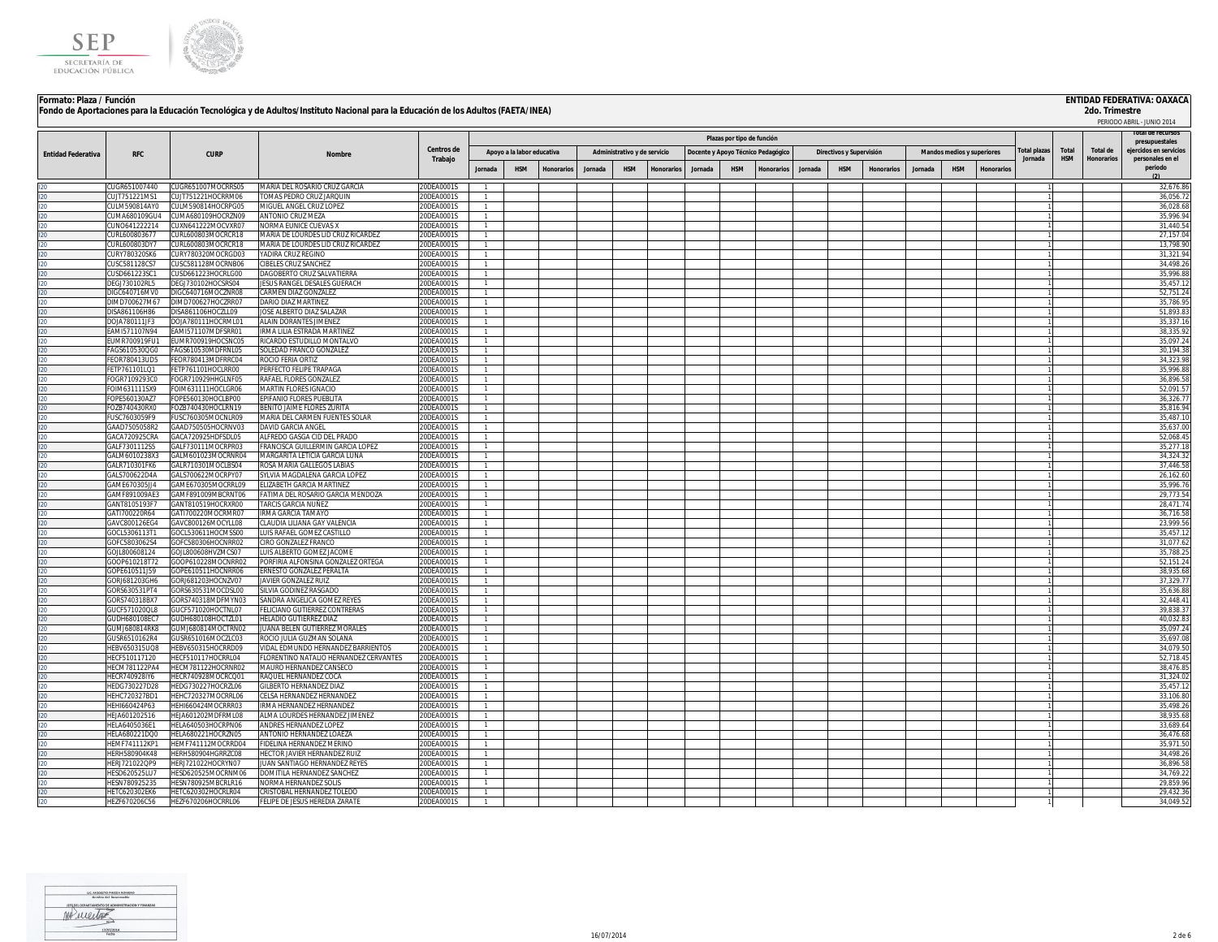**Formato: Plaza / Función**

**Fondo de Aportaciones para la Educación Tecnológica y de Adultos/Instituto Nacional para la Educación de los Adultos (FAETA/INEA)**

**ENTIDAD FEDERATIVA: OAXACA**

**2do. Trimestre**

PERIODO ABRIL - JUNIO 2014

| Entidad Federativa | RFC | CURP | Nombre | Centros de Trabajo | Plazas por tipo de función | | | | | | | | | | | | | | | Total plazas Jornada | Total HSM | Total de Honorarios | Total de recursos presupuestales ejercidos en servicios personales en el periodo (2) |
|---|---|---|---|---|---|---|---|---|---|---|---|---|---|---|---|---|---|---|---|---|---|---|---|
| | | | | | Apoyo a la labor educativa | | | Administrativo y de servicio | | | Docente y Apoyo Técnico Pedagógico | | | Directivos y Supervisión | | | Mandos medios y superiores | | | | | | |
| | | | | | Jornada | HSM | Honorarios | Jornada | HSM | Honorarios | Jornada | HSM | Honorarios | Jornada | HSM | Honorarios | Jornada | HSM | Honorarios | | | | |
| I20 | CUGR651007440 | CUGR651007MOCRRS05 | MARIA DEL ROSARIO CRUZ GARCIA | 20DEA0001S | 1 | | | | | | | | | | | | | | | 1 | | | 32,676.86 |
| I20 | CUJT751221MS1 | CUJT751221HOCRRM06 | TOMAS PEDRO CRUZ JARQUIN | 20DEA0001S | 1 | | | | | | | | | | | | | | | 1 | | | 36,056.72 |
| I20 | CULM590814AY0 | CULM590814HOCRPG05 | MIGUEL ANGEL CRUZ LOPEZ | 20DEA0001S | 1 | | | | | | | | | | | | | | | 1 | | | 36,028.68 |
| I20 | CUMA680109GU4 | CUMA680109HOCRZN09 | ANTONIO CRUZ MEZA | 20DEA0001S | 1 | | | | | | | | | | | | | | | 1 | | | 35,996.94 |
| I20 | CUNO641222214 | CUXN641222MOCVXR07 | NORMA EUNICE CUEVAS X | 20DEA0001S | 1 | | | | | | | | | | | | | | | 1 | | | 31,440.54 |
| I20 | CURL600803677 | CURL600803MOCRCR18 | MARIA DE LOURDES LID CRUZ RICARDEZ | 20DEA0001S | 1 | | | | | | | | | | | | | | | 1 | | | 27,157.04 |
| I20 | CURL600803DY7 | CURL600803MOCRCR18 | MARIA DE LOURDES LID CRUZ RICARDEZ | 20DEA0001S | 1 | | | | | | | | | | | | | | | 1 | | | 13,798.90 |
| I20 | CURY780320SK6 | CURY780320MOCRGD03 | YADIRA CRUZ REGINO | 20DEA0001S | 1 | | | | | | | | | | | | | | | 1 | | | 31,321.94 |
| I20 | CUSC581128CS7 | CUSC581128MOCRNB06 | CIBELES CRUZ SANCHEZ | 20DEA0001S | 1 | | | | | | | | | | | | | | | 1 | | | 34,498.26 |
| I20 | CUSD661223SC1 | CUSD661223HOCRLG00 | DAGOBERTO CRUZ SALVATIERRA | 20DEA0001S | 1 | | | | | | | | | | | | | | | 1 | | | 35,996.88 |
| I20 | DEGJ730102RL5 | DEGJ730102HOCSRS04 | JESUS RANGEL DESALES GUERACH | 20DEA0001S | 1 | | | | | | | | | | | | | | | 1 | | | 35,457.12 |
| I20 | DIGC640716MV0 | DIGC640716MOCZNR08 | CARMEN DIAZ GONZALEZ | 20DEA0001S | 1 | | | | | | | | | | | | | | | 1 | | | 52,751.24 |
| I20 | DIMD700627M67 | DIMD700627HOCZRR07 | DARIO DIAZ MARTINEZ | 20DEA0001S | 1 | | | | | | | | | | | | | | | 1 | | | 35,786.95 |
| I20 | DISA861106H86 | DISA861106HOCZLL09 | JOSE ALBERTO DIAZ SALAZAR | 20DEA0001S | 1 | | | | | | | | | | | | | | | 1 | | | 51,893.83 |
| I20 | DOJA780111JF3 | DOJA780111HOCRML01 | ALAIN DORANTES JIMENEZ | 20DEA0001S | 1 | | | | | | | | | | | | | | | 1 | | | 35,337.16 |
| I20 | EAMI571107N94 | EAMI571107MDFSRR01 | IRMA LILIA ESTRADA MARTINEZ | 20DEA0001S | 1 | | | | | | | | | | | | | | | 1 | | | 38,335.92 |
| I20 | EUMR700919FU1 | EUMR700919HOCSNC05 | RICARDO ESTUDILLO MONTALVO | 20DEA0001S | 1 | | | | | | | | | | | | | | | 1 | | | 35,097.24 |
| I20 | FAGS610530QG0 | FAGS610530MDFRNL05 | SOLEDAD FRANCO GONZALEZ | 20DEA0001S | 1 | | | | | | | | | | | | | | | 1 | | | 30,194.38 |
| I20 | FEOR780413UD5 | FEOR780413MDFRRC04 | ROCIO FERIA ORTIZ | 20DEA0001S | 1 | | | | | | | | | | | | | | | 1 | | | 34,323.98 |
| I20 | FETP761101LQ1 | FETP761101HOCLRR00 | PERFECTO FELIPE TRAPAGA | 20DEA0001S | 1 | | | | | | | | | | | | | | | 1 | | | 35,996.88 |
| I20 | FOGR710929HC0 | FOGR710929HHGLNF05 | RAFAEL FLORES GONZALEZ | 20DEA0001S | 1 | | | | | | | | | | | | | | | 1 | | | 36,896.58 |
| I20 | FOIM631111SX9 | FOIM631111HOCLGR06 | MARTIN FLORES IGNACIO | 20DEA0001S | 1 | | | | | | | | | | | | | | | 1 | | | 52,091.57 |
| I20 | FOPE560130AZ7 | FOPE560130HOCLBP00 | EPIFANIO FLORES PUEBLITA | 20DEA0001S | 1 | | | | | | | | | | | | | | | 1 | | | 36,326.77 |
| I20 | FOZB740430RX0 | FOZB740430HOCLRN19 | BENITO JAIME FLORES ZURITA | 20DEA0001S | 1 | | | | | | | | | | | | | | | 1 | | | 35,816.94 |
| I20 | FUSC7603059F9 | FUSC760305MOCNLR09 | MARIA DEL CARMEN FUENTES SOLAR | 20DEA0001S | 1 | | | | | | | | | | | | | | | 1 | | | 35,487.10 |
| I20 | GAAD7505058R2 | GAAD750505HOCRNV03 | DAVID GARCIA ANGEL | 20DEA0001S | 1 | | | | | | | | | | | | | | | 1 | | | 35,637.00 |
| I20 | GACA720925CRA | GACA720925HDFSDL05 | ALFREDO GASGA CID DEL PRADO | 20DEA0001S | 1 | | | | | | | | | | | | | | | 1 | | | 52,068.45 |
| I20 | GALF730111255 | GALF730111MOCRPR03 | FRANCISCA GUILLERMIN GARCIA LOPEZ | 20DEA0001S | 1 | | | | | | | | | | | | | | | 1 | | | 35,277.18 |
| I20 | GALM6010238X3 | GALM601023MOCRNR04 | MARGARITA LETICIA GARCIA LUNA | 20DEA0001S | 1 | | | | | | | | | | | | | | | 1 | | | 34,324.32 |
| I20 | GALR710301FK6 | GALR710301MOCLBS04 | ROSA MARIA GALLEGOS LABIAS | 20DEA0001S | 1 | | | | | | | | | | | | | | | 1 | | | 37,446.58 |
| I20 | GALS700622D4A | GALS700622MOCRPY07 | SYLVIA MAGDALENA GARCIA LOPEZ | 20DEA0001S | 1 | | | | | | | | | | | | | | | 1 | | | 26,162.60 |
| I20 | GAME670305JJ4 | GAME670305MOCRRL09 | ELIZABETH GARCIA MARTINEZ | 20DEA0001S | 1 | | | | | | | | | | | | | | | 1 | | | 35,996.76 |
| I20 | GAMF891009AE3 | GAMF891009MBCRNT06 | FATIMA DEL ROSARIO GARCIA MENDOZA | 20DEA0001S | 1 | | | | | | | | | | | | | | | 1 | | | 29,773.54 |
| I20 | GANT8105193F7 | GANT810519HOCRXR00 | TARCIS GARCIA NUÑEZ | 20DEA0001S | 1 | | | | | | | | | | | | | | | 1 | | | 28,471.74 |
| I20 | GATI700220R64 | GATI700220MOCRMR07 | IRMA GARCIA TAMAYO | 20DEA0001S | 1 | | | | | | | | | | | | | | | 1 | | | 36,716.58 |
| I20 | GAVC800126EG4 | GAVC800126MOCYLL08 | CLAUDIA LILIANA GAY VALENCIA | 20DEA0001S | 1 | | | | | | | | | | | | | | | 1 | | | 23,999.56 |
| I20 | GOCL5306113T1 | GOCL530611HOCMSS00 | LUIS RAFAEL GOMEZ CASTILLO | 20DEA0001S | 1 | | | | | | | | | | | | | | | 1 | | | 35,457.12 |
| I20 | GOFC5803062S4 | GOFC580306HOCNRR02 | CIRO GONZALEZ FRANCO | 20DEA0001S | 1 | | | | | | | | | | | | | | | 1 | | | 31,077.62 |
| I20 | GOJL800608124 | GOJL800608HVZMCS07 | LUIS ALBERTO GOMEZ JACOME | 20DEA0001S | 1 | | | | | | | | | | | | | | | 1 | | | 35,788.25 |
| I20 | GOOP610218T72 | GOOP610228MOCNRR02 | PORFIRIA ALFONSINA GONZALEZ ORTEGA | 20DEA0001S | 1 | | | | | | | | | | | | | | | 1 | | | 52,151.24 |
| I20 | GOPE610511J59 | GOPE610511HOCNRR06 | ERNESTO GONZALEZ PERALTA | 20DEA0001S | 1 | | | | | | | | | | | | | | | 1 | | | 38,935.68 |
| I20 | GORJ681203GH6 | GORJ681203HOCNZV07 | JAVIER GONZALEZ RUIZ | 20DEA0001S | 1 | | | | | | | | | | | | | | | 1 | | | 37,329.77 |
| I20 | GORS630531PT4 | GORS630531MOCDSL00 | SILVIA GODINEZ RASGADO | 20DEA0001S | 1 | | | | | | | | | | | | | | | 1 | | | 35,636.88 |
| I20 | GORS740318BX7 | GORS740318MDFMYN03 | SANDRA ANGELICA GOMEZ REYES | 20DEA0001S | 1 | | | | | | | | | | | | | | | 1 | | | 32,448.41 |
| I20 | GUCF571020QL8 | GUCF571020HOCTNL07 | FELICIANO GUTIERREZ CONTRERAS | 20DEA0001S | 1 | | | | | | | | | | | | | | | 1 | | | 39,838.37 |
| I20 | GUDH680108EC7 | GUDH680108HOCTZL01 | HELADIO GUTIERREZ DIAZ | 20DEA0001S | 1 | | | | | | | | | | | | | | | 1 | | | 40,032.83 |
| I20 | GUMJ680814RK8 | GUMJ680814MOCTRN02 | JUANA BELEN GUTIERREZ MORALES | 20DEA0001S | 1 | | | | | | | | | | | | | | | 1 | | | 35,097.24 |
| I20 | GUSR6510162R4 | GUSR651016MOCZLC03 | ROCIO JULIA GUZMAN SOLANA | 20DEA0001S | 1 | | | | | | | | | | | | | | | 1 | | | 35,697.08 |
| I20 | HEBV650315UQ8 | HEBV650315HOCRRD09 | VIDAL EDMUNDO HERNANDEZ BARRIENTOS | 20DEA0001S | 1 | | | | | | | | | | | | | | | 1 | | | 34,079.50 |
| I20 | HECF510117120 | HECF510117HOCRRL04 | FLORENTINO NATALIO HERNANDEZ CERVANTES | 20DEA0001S | 1 | | | | | | | | | | | | | | | 1 | | | 52,718.45 |
| I20 | HECM781122PA4 | HECM781122HOCRNR02 | MAURO HERNANDEZ CANSECO | 20DEA0001S | 1 | | | | | | | | | | | | | | | 1 | | | 38,476.85 |
| I20 | HECR740928IY6 | HECR740928MOCRCQ01 | RAQUEL HERNANDEZ COCA | 20DEA0001S | 1 | | | | | | | | | | | | | | | 1 | | | 31,324.02 |
| I20 | HEDG730227D28 | HEDG730227HOCRZL06 | GILBERTO HERNANDEZ DIAZ | 20DEA0001S | 1 | | | | | | | | | | | | | | | 1 | | | 35,457.12 |
| I20 | HEHC720327BD1 | HEHC720327MOCRRL06 | CELSA HERNANDEZ HERNANDEZ | 20DEA0001S | 1 | | | | | | | | | | | | | | | 1 | | | 33,106.80 |
| I20 | HEHI660424P63 | HEHI660424MOCRRR03 | IRMA HERNANDEZ HERNANDEZ | 20DEA0001S | 1 | | | | | | | | | | | | | | | 1 | | | 35,498.26 |
| I20 | HEJA601202516 | HEJA601202MDFRML08 | ALMA LOURDES HERNANDEZ JIMENEZ | 20DEA0001S | 1 | | | | | | | | | | | | | | | 1 | | | 38,935.68 |
| I20 | HELA6405036E1 | HELA640503HOCRPN06 | ANDRES HERNANDEZ LOPEZ | 20DEA0001S | 1 | | | | | | | | | | | | | | | 1 | | | 33,689.64 |
| I20 | HELA680221DQ0 | HELA680221HOCRZN05 | ANTONIO HERNANDEZ LOAEZA | 20DEA0001S | 1 | | | | | | | | | | | | | | | 1 | | | 36,476.68 |
| I20 | HEMF741112KP1 | HEMF741112MOCRRD04 | FIDELINA HERNANDEZ MERINO | 20DEA0001S | 1 | | | | | | | | | | | | | | | 1 | | | 35,971.50 |
| I20 | HERH580904K48 | HERH580904HGRRZC08 | HECTOR JAVIER HERNANDEZ RUIZ | 20DEA0001S | 1 | | | | | | | | | | | | | | | 1 | | | 34,498.26 |
| I20 | HERJ721022QP9 | HERJ721022HOCRYN07 | JUAN SANTIAGO HERNANDEZ REYES | 20DEA0001S | 1 | | | | | | | | | | | | | | | 1 | | | 36,896.58 |
| I20 | HESD620525LU7 | HESD620525MOCRNM06 | DOMITILA HERNANDEZ SANCHEZ | 20DEA0001S | 1 | | | | | | | | | | | | | | | 1 | | | 34,769.22 |
| I20 | HESN780925235 | HESN780925MBCRLR16 | NORMA HERNANDEZ SOLIS | 20DEA0001S | 1 | | | | | | | | | | | | | | | 1 | | | 29,859.96 |
| I20 | HETC620302EK6 | HETC620302HOCRLR04 | CRISTOBAL HERNANDEZ TOLEDO | 20DEA0001S | 1 | | | | | | | | | | | | | | | 1 | | | 29,432.36 |
| I20 | HEZF670206C56 | HEZF670206HOCRRL06 | FELIPE DE JESUS HEREDIA ZARATE | 20DEA0001S | 1 | | | | | | | | | | | | | | | 1 | | | 34,049.52 |

16/07/2014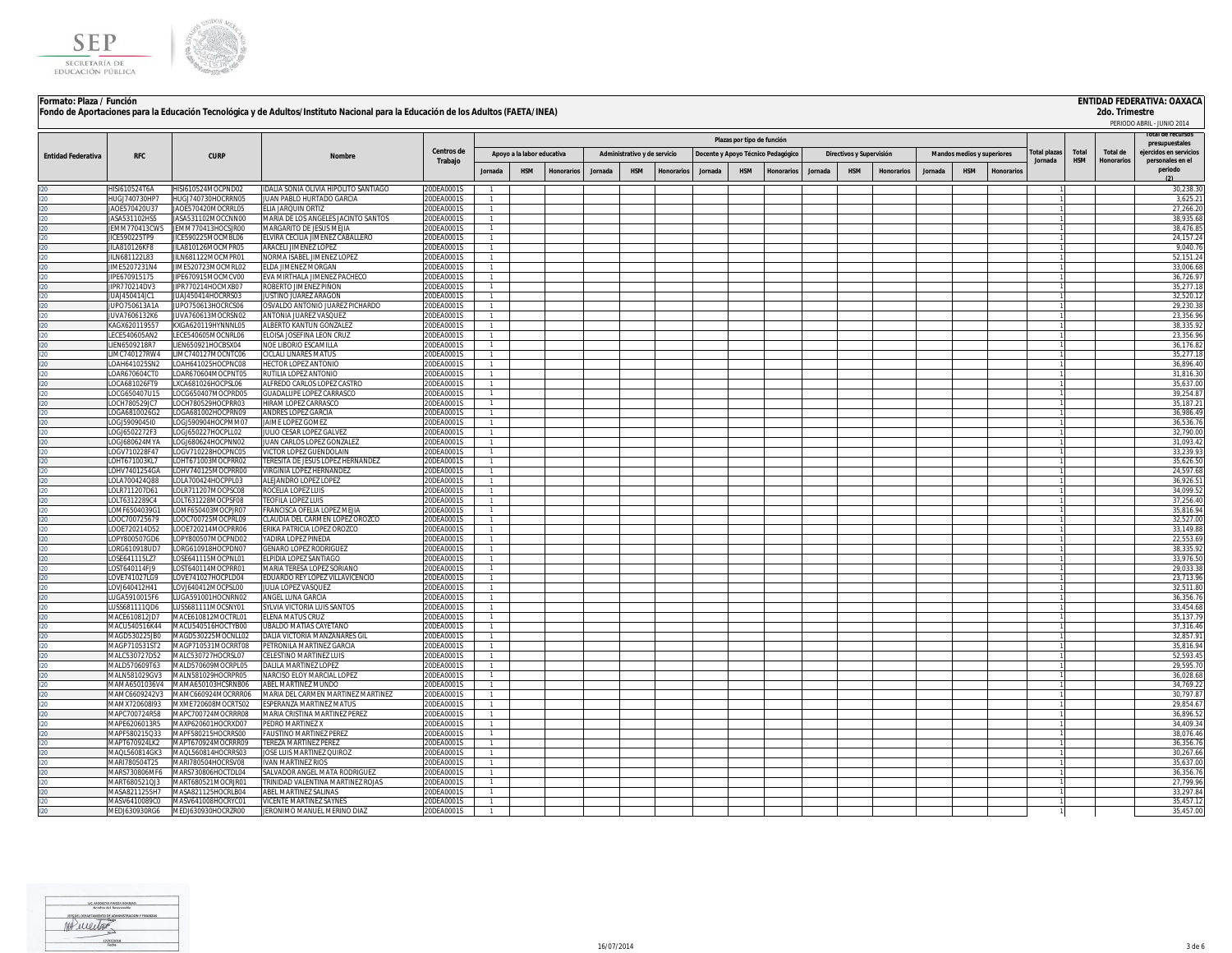**Formato: Plaza / Función**
**Fondo de Aportaciones para la Educación Tecnológica y de Adultos/Instituto Nacional para la Educación de los Adultos (FAETA/INEA)**

**ENTIDAD FEDERATIVA: OAXACA**
**2do. Trimestre**
PERIODO ABRIL - JUNIO 2014

| Entidad Federativa | RFC | CURP | Nombre | Centros de Trabajo | Apoyo a la labor educativa | | | Administrativo y de servicio | | | Docente y Apoyo Técnico Pedagógico | | | Directivos y Supervisión | | | Mandos medios y superiores | | | Total plazas Jornada | Total HSM | Total de Honorarios | Total de recursos presupuestales ejercidos en servicios personales en el periodo (2) |
|---|---|---|---|---|---|---|---|---|---|---|---|---|---|---|---|---|---|---|---|---|---|---|---|
| | | | | | Jornada | HSM | Honorarios | Jornada | HSM | Honorarios | Jornada | HSM | Honorarios | Jornada | HSM | Honorarios | Jornada | HSM | Honorarios | | | | |
| I20 | HISI610524T6A | HISI610524MOCPND02 | IDALIA SONIA OLIVIA HIPOLITO SANTIAGO | 20DEA0001S | 1 | | | | | | | | | | | | | | | 1 | | | 30,238.30 |
| I20 | HUGJ740730HP7 | HUGJ740730HOCRRN05 | JUAN PABLO HURTADO GARCIA | 20DEA0001S | 1 | | | | | | | | | | | | | | | 1 | | | 3,625.21 |
| I20 | JAOE570420U37 | JAOE570420MOCRRL05 | ELIA JARQUIN ORTIZ | 20DEA0001S | 1 | | | | | | | | | | | | | | | 1 | | | 27,266.20 |
| I20 | JASA531102HS5 | JASA531102MOCCNN00 | MARIA DE LOS ANGELES JACINTO SANTOS | 20DEA0001S | 1 | | | | | | | | | | | | | | | 1 | | | 38,935.68 |
| I20 | JEMM770413CW5 | JEMM770413HOCSJR00 | MARGARITO DE JESUS MEJIA | 20DEA0001S | 1 | | | | | | | | | | | | | | | 1 | | | 38,476.85 |
| I20 | JICE590225TP9 | JICE590225MOCMBL06 | ELVIRA CECILIA JIMENEZ CABALLERO | 20DEA0001S | 1 | | | | | | | | | | | | | | | 1 | | | 24,157.24 |
| I20 | JILA810126KF8 | JILA810126MOCMPR05 | ARACELI JIMENEZ LOPEZ | 20DEA0001S | 1 | | | | | | | | | | | | | | | 1 | | | 9,040.76 |
| I20 | JILN681122L83 | JILN681122MOCMPR01 | NORMA ISABEL JIMENEZ LOPEZ | 20DEA0001S | 1 | | | | | | | | | | | | | | | 1 | | | 52,151.24 |
| I20 | JIME5207231N4 | JIME520723MOCMRL02 | ELDA JIMENEZ MORGAN | 20DEA0001S | 1 | | | | | | | | | | | | | | | 1 | | | 33,006.68 |
| I20 | JIPE670915175 | JIPE670915MOCMCV00 | EVA MIRTHALA JIMENEZ PACHECO | 20DEA0001S | 1 | | | | | | | | | | | | | | | 1 | | | 36,726.97 |
| I20 | JIPR770214DV3 | JIPR770214HOCMXB07 | ROBERTO JIMENEZ PIÑON | 20DEA0001S | 1 | | | | | | | | | | | | | | | 1 | | | 35,277.18 |
| I20 | JUAJ450414JC1 | JUAJ450414HOCRRS03 | JUSTINO JUAREZ ARAGON | 20DEA0001S | 1 | | | | | | | | | | | | | | | 1 | | | 32,520.12 |
| I20 | JUPO750613A1A | JUPO750613HOCRCS06 | OSVALDO ANTONIO JUAREZ PICHARDO | 20DEA0001S | 1 | | | | | | | | | | | | | | | 1 | | | 29,230.38 |
| I20 | JUVA7606132K6 | JUVA760613MOCRSN02 | ANTONIA JUAREZ VASQUEZ | 20DEA0001S | 1 | | | | | | | | | | | | | | | 1 | | | 23,356.96 |
| I20 | KAGX620119557 | KXGA620119HYNNNL05 | ALBERTO KANTUN GONZALEZ | 20DEA0001S | 1 | | | | | | | | | | | | | | | 1 | | | 38,335.92 |
| I20 | LECE540605AN2 | LECE540605MOCNRL06 | ELOISA JOSEFINA LEON CRUZ | 20DEA0001S | 1 | | | | | | | | | | | | | | | 1 | | | 23,356.96 |
| I20 | LIEN6509218R7 | LIEN650921HOCBSX04 | NOE LIBORIO ESCAMILLA | 20DEA0001S | 1 | | | | | | | | | | | | | | | 1 | | | 36,176.82 |
| I20 | LIMC740127RW4 | LIMC740127MOCNTC06 | CICLALI LINARES MATUS | 20DEA0001S | 1 | | | | | | | | | | | | | | | 1 | | | 35,277.18 |
| I20 | LOAH641025SN2 | LOAH641025HOCPNC08 | HECTOR LOPEZ ANTONIO | 20DEA0001S | 1 | | | | | | | | | | | | | | | 1 | | | 36,896.40 |
| I20 | LOAR670604CT0 | LOAR670604MOCPNT05 | RUTILIA LOPEZ ANTONIO | 20DEA0001S | 1 | | | | | | | | | | | | | | | 1 | | | 31,816.30 |
| I20 | LOCA681026FT9 | LXCA681026HOCPSL06 | ALFREDO CARLOS LOPEZ CASTRO | 20DEA0001S | 1 | | | | | | | | | | | | | | | 1 | | | 35,637.00 |
| I20 | LOCG650407U15 | LOCG650407MOCPRD05 | GUADALUPE LOPEZ CARRASCO | 20DEA0001S | 1 | | | | | | | | | | | | | | | 1 | | | 39,254.87 |
| I20 | LOCH780529JC7 | LOCH780529HOCPRR03 | HIRAM LOPEZ CARRASCO | 20DEA0001S | 1 | | | | | | | | | | | | | | | 1 | | | 35,187.21 |
| I20 | LOGA6810026G2 | LOGA681002HOCPRN09 | ANDRES LOPEZ GARCIA | 20DEA0001S | 1 | | | | | | | | | | | | | | | 1 | | | 36,986.49 |
| I20 | LOGJ5909045I0 | LOGJ590904HOCPMM07 | JAIME LOPEZ GOMEZ | 20DEA0001S | 1 | | | | | | | | | | | | | | | 1 | | | 36,536.76 |
| I20 | LOGJ6502272F3 | LOGJ650227HOCPLL02 | JULIO CESAR LOPEZ GALVEZ | 20DEA0001S | 1 | | | | | | | | | | | | | | | 1 | | | 32,790.00 |
| I20 | LOGJ680624MYA | LOGJ680624HOCPNN02 | JUAN CARLOS LOPEZ GONZALEZ | 20DEA0001S | 1 | | | | | | | | | | | | | | | 1 | | | 31,093.42 |
| I20 | LOGV710228F47 | LOGV710228HOCPNC05 | VICTOR LOPEZ GUENDOLAIN | 20DEA0001S | 1 | | | | | | | | | | | | | | | 1 | | | 33,239.93 |
| I20 | LOHT671003KL7 | LOHT671003MOCPRR02 | TERESITA DE JESUS LOPEZ HERNANDEZ | 20DEA0001S | 1 | | | | | | | | | | | | | | | 1 | | | 35,626.50 |
| I20 | LOHV7401254GA | LOHV740125MOCPRR00 | VIRGINIA LOPEZ HERNANDEZ | 20DEA0001S | 1 | | | | | | | | | | | | | | | 1 | | | 24,597.68 |
| I20 | LOLA700424Q88 | LOLA700424HOCPPL03 | ALEJANDRO LOPEZ LOPEZ | 20DEA0001S | 1 | | | | | | | | | | | | | | | 1 | | | 36,926.51 |
| I20 | LOLR711207D61 | LOLR711207MOCPSC08 | ROCELIA LOPEZ LUIS | 20DEA0001S | 1 | | | | | | | | | | | | | | | 1 | | | 34,099.52 |
| I20 | LOLT6312289C4 | LOLT631228MOCPSF08 | TEOFILA LOPEZ LUIS | 20DEA0001S | 1 | | | | | | | | | | | | | | | 1 | | | 37,256.40 |
| I20 | LOMF6504039G1 | LOMF650403MOCPJR07 | FRANCISCA OFELIA LOPEZ MEJIA | 20DEA0001S | 1 | | | | | | | | | | | | | | | 1 | | | 35,816.94 |
| I20 | LOOC700725679 | LOOC700725MOCPRL09 | CLAUDIA DEL CARMEN LOPEZ OROZCO | 20DEA0001S | 1 | | | | | | | | | | | | | | | 1 | | | 32,527.00 |
| I20 | LOOE720214D52 | LOOE720214MOCPRR06 | ERIKA PATRICIA LOPEZ OROZCO | 20DEA0001S | 1 | | | | | | | | | | | | | | | 1 | | | 33,149.88 |
| I20 | LOPY800507GD6 | LOPY800507MOCPND02 | YADIRA LOPEZ PINEDA | 20DEA0001S | 1 | | | | | | | | | | | | | | | 1 | | | 22,553.69 |
| I20 | LORG610918UD7 | LORG610918HOCPDN07 | GENARO LOPEZ RODRIGUEZ | 20DEA0001S | 1 | | | | | | | | | | | | | | | 1 | | | 38,335.92 |
| I20 | LOSE641115LZ7 | LOSE641115MOCPNL01 | ELPIDIA LOPEZ SANTIAGO | 20DEA0001S | 1 | | | | | | | | | | | | | | | 1 | | | 33,976.50 |
| I20 | LOST640114FJ9 | LOST640114MOCPRR01 | MARIA TERESA LOPEZ SORIANO | 20DEA0001S | 1 | | | | | | | | | | | | | | | 1 | | | 29,033.38 |
| I20 | LOVE741027LG9 | LOVE741027HOCPLD04 | EDUARDO REY LOPEZ VILLAVICENCIO | 20DEA0001S | 1 | | | | | | | | | | | | | | | 1 | | | 23,713.96 |
| I20 | LOVJ640412H41 | LOVJ640412MOCPSL00 | JULIA LOPEZ VASQUEZ | 20DEA0001S | 1 | | | | | | | | | | | | | | | 1 | | | 32,511.80 |
| I20 | LUGA5910015F6 | LUGA591001HOCNRN02 | ANGEL LUNA GARCIA | 20DEA0001S | 1 | | | | | | | | | | | | | | | 1 | | | 36,356.76 |
| I20 | LUSS681111QD6 | LUSS681111MOCSNY01 | SYLVIA VICTORIA LUIS SANTOS | 20DEA0001S | 1 | | | | | | | | | | | | | | | 1 | | | 33,454.68 |
| I20 | MACE610812JD7 | MACE610812MOCTRL01 | ELENA MATUS CRUZ | 20DEA0001S | 1 | | | | | | | | | | | | | | | 1 | | | 35,137.79 |
| I20 | MACU540516K44 | MACU540516HOCTYB00 | UBALDO MATIAS CAYETANO | 20DEA0001S | 1 | | | | | | | | | | | | | | | 1 | | | 37,316.46 |
| I20 | MAGD530225JB0 | MAGD530225MOCNLL02 | DALIA VICTORIA MANZANARES GIL | 20DEA0001S | 1 | | | | | | | | | | | | | | | 1 | | | 32,857.91 |
| I20 | MAGP710531ST2 | MAGP710531MOCRRT08 | PETRONILA MARTINEZ GARCIA | 20DEA0001S | 1 | | | | | | | | | | | | | | | 1 | | | 35,816.94 |
| I20 | MALC530727D52 | MALC530727HOCRSL07 | CELESTINO MARTINEZ LUIS | 20DEA0001S | 1 | | | | | | | | | | | | | | | 1 | | | 52,593.45 |
| I20 | MALD570609T63 | MALD570609MOCRPL05 | DALILA MARTINEZ LOPEZ | 20DEA0001S | 1 | | | | | | | | | | | | | | | 1 | | | 29,595.70 |
| I20 | MALN581029GV3 | MALN581029HOCRPR05 | NARCISO ELOY MARCIAL LOPEZ | 20DEA0001S | 1 | | | | | | | | | | | | | | | 1 | | | 36,028.68 |
| I20 | MAMA6501036V4 | MAMA650103HCSRNB06 | ABEL MARTINEZ MUNDO | 20DEA0001S | 1 | | | | | | | | | | | | | | | 1 | | | 34,769.22 |
| I20 | MAMC6609242V3 | MAMC660924MOCRRR06 | MARIA DEL CARMEN MARTINEZ MARTINEZ | 20DEA0001S | 1 | | | | | | | | | | | | | | | 1 | | | 30,797.87 |
| I20 | MAMX720608I93 | MXME720608MOCRTS02 | ESPERANZA MARTINEZ MATUS | 20DEA0001S | 1 | | | | | | | | | | | | | | | 1 | | | 29,854.67 |
| I20 | MAPC700724RS8 | MAPC700724MOCRRR08 | MARIA CRISTINA MARTINEZ PEREZ | 20DEA0001S | 1 | | | | | | | | | | | | | | | 1 | | | 36,896.52 |
| I20 | MAPE6206013R5 | MAXP620601HOCRXD07 | PEDRO MARTINEZ X | 20DEA0001S | 1 | | | | | | | | | | | | | | | 1 | | | 34,409.34 |
| I20 | MAPF580215Q33 | MAPF580215HOCRRS00 | FAUSTINO MARTINEZ PEREZ | 20DEA0001S | 1 | | | | | | | | | | | | | | | 1 | | | 38,076.46 |
| I20 | MAPT670924LK2 | MAPT670924MOCRRR09 | TEREZA MARTINEZ PEREZ | 20DEA0001S | 1 | | | | | | | | | | | | | | | 1 | | | 36,356.76 |
| I20 | MAQL560814GK3 | MAQL560814HOCRRS03 | JOSE LUIS MARTINEZ QUIROZ | 20DEA0001S | 1 | | | | | | | | | | | | | | | 1 | | | 30,267.66 |
| I20 | MARI780504T25 | MARI780504HOCRSV08 | IVAN MARTINEZ RIOS | 20DEA0001S | 1 | | | | | | | | | | | | | | | 1 | | | 35,637.00 |
| I20 | MARS730806MF6 | MARS730806HOCTDL04 | SALVADOR ANGEL MATA RODRIGUEZ | 20DEA0001S | 1 | | | | | | | | | | | | | | | 1 | | | 36,356.76 |
| I20 | MART680521QJ3 | MART680521MOCRJR01 | TRINIDAD VALENTINA MARTINEZ ROJAS | 20DEA0001S | 1 | | | | | | | | | | | | | | | 1 | | | 27,799.96 |
| I20 | MASA8211255H7 | MASA821125HOCRLB04 | ABEL MARTINEZ SALINAS | 20DEA0001S | 1 | | | | | | | | | | | | | | | 1 | | | 33,297.84 |
| I20 | MASV641008 9C0 | MASV641008HOCRYC01 | VICENTE MARTINEZ SAYNES | 20DEA0001S | 1 | | | | | | | | | | | | | | | 1 | | | 35,457.12 |
| I20 | MEDJ630930RG6 | MEDJ630930HOCRZR00 | JERONIMO MANUEL MERINO DIAZ | 20DEA0001S | 1 | | | | | | | | | | | | | | | 1 | | | 35,457.00 |

16/07/2014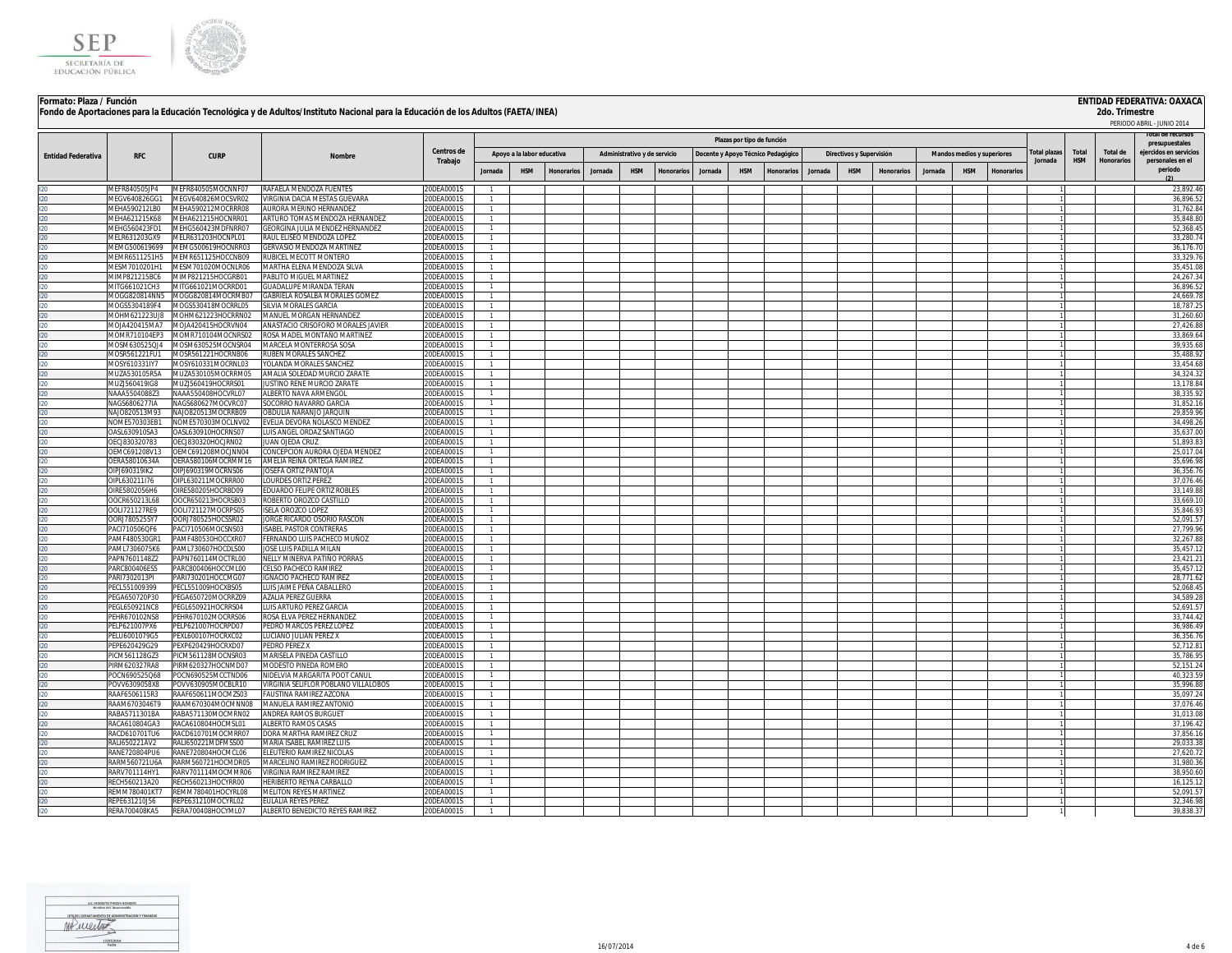**Formato: Plaza / Función**

**Fondo de Aportaciones para la Educación Tecnológica y de Adultos/Instituto Nacional para la Educación de los Adultos (FAETA/INEA)**

**ENTIDAD FEDERATIVA: OAXACA**
**2do. Trimestre**
PERIODO ABRIL - JUNIO 2014

| Entidad Federativa | RFC | CURP | Nombre | Centros de Trabajo | Plazas por tipo de función | | | | | | | | | | | | | | | Total plazas Jornada | Total HSM | Total de Honorarios | Total de recursos presupuestales ejercidos en servicios personales en el periodo (2) |
|---|---|---|---|---|---|---|---|---|---|---|---|---|---|---|---|---|---|---|---|---|---|---|---|
| | | | | | Apoyo a la labor educativa | | | Administrativo y de servicio | | | Docente y Apoyo Técnico Pedagógico | | | Directivos y Supervisión | | | Mandos medios y superiores | | | | | | |
| | | | | | Jornada | HSM | Honorarios | Jornada | HSM | Honorarios | Jornada | HSM | Honorarios | Jornada | HSM | Honorarios | Jornada | HSM | Honorarios | | | | |
| I20 | MEFR840505JP4 | MEFR840505MOCNNF07 | RAFAELA MENDOZA FUENTES | 20DEA0001S | 1 | | | | | | | | | | | | | | | 1 | | | 23,892.46 |
| I20 | MEGV640826GG1 | MEGV640826MOCSVR02 | VIRGINIA DACIA MESTAS GUEVARA | 20DEA0001S | 1 | | | | | | | | | | | | | | | 1 | | | 36,896.52 |
| I20 | MEHA590212LB0 | MEHA590212MOCRRR08 | AURORA MERINO HERNANDEZ | 20DEA0001S | 1 | | | | | | | | | | | | | | | 1 | | | 31,762.84 |
| I20 | MEHA621215K68 | MEHA621215HOCNRR01 | ARTURO TOMAS MENDOZA HERNANDEZ | 20DEA0001S | 1 | | | | | | | | | | | | | | | 1 | | | 35,848.80 |
| I20 | MEHG560423FD1 | MEHG560423MDFNRR07 | GEORGINA JULIA MENDEZ HERNANDEZ | 20DEA0001S | 1 | | | | | | | | | | | | | | | 1 | | | 52,368.45 |
| I20 | MELR631203GX9 | MELR631203HOCNPL01 | RAUL ELISEO MENDOZA LOPEZ | 20DEA0001S | 1 | | | | | | | | | | | | | | | 1 | | | 33,280.74 |
| I20 | MEMG500619699 | MEMG500619HOCNRR03 | GERVASIO MENDOZA MARTINEZ | 20DEA0001S | 1 | | | | | | | | | | | | | | | 1 | | | 36,176.70 |
| I20 | MEMR6511251H5 | MEMR651125HOCCNB09 | RUBICEL MECOTT MONTERO | 20DEA0001S | 1 | | | | | | | | | | | | | | | 1 | | | 33,329.76 |
| I20 | MESM7010201H1 | MESM701020MOCNLR06 | MARTHA ELENA MENDOZA SILVA | 20DEA0001S | 1 | | | | | | | | | | | | | | | 1 | | | 35,451.08 |
| I20 | MIMP821215BC6 | MIMP821215HOCGRB01 | PABLITO MIGUEL MARTINEZ | 20DEA0001S | 1 | | | | | | | | | | | | | | | 1 | | | 24,267.34 |
| I20 | MITG661021CH3 | MITG661021MOCRRD01 | GUADALUPE MIRANDA TERAN | 20DEA0001S | 1 | | | | | | | | | | | | | | | 1 | | | 36,896.52 |
| I20 | MOGG820814NN5 | MOGG820814MOCRMB07 | GABRIELA ROSALBA MORALES GOMEZ | 20DEA0001S | 1 | | | | | | | | | | | | | | | 1 | | | 24,669.78 |
| I20 | MOGS5304189F4 | MOGS530418MOCRRL05 | SILVIA MORALES GARCIA | 20DEA0001S | 1 | | | | | | | | | | | | | | | 1 | | | 18,787.25 |
| I20 | MOHM621223UJ8 | MOHM621223HOCRRN02 | MANUEL MORGAN HERNANDEZ | 20DEA0001S | 1 | | | | | | | | | | | | | | | 1 | | | 31,260.60 |
| I20 | MOJA420415MA7 | MOJA420415HOCRVN04 | ANASTACIO CRISOFORO MORALES JAVIER | 20DEA0001S | 1 | | | | | | | | | | | | | | | 1 | | | 27,426.88 |
| I20 | MOMR710104EP3 | MOMR710104MOCNRS02 | ROSA MADEL MONTAÑO MARTINEZ | 20DEA0001S | 1 | | | | | | | | | | | | | | | 1 | | | 33,869.64 |
| I20 | MOSM630525QJ4 | MOSM630525MOCNSR04 | MARCELA MONTERROSA SOSA | 20DEA0001S | 1 | | | | | | | | | | | | | | | 1 | | | 39,935.68 |
| I20 | MOSR561221FU1 | MOSR561221HOCRNB06 | RUBEN MORALES SANCHEZ | 20DEA0001S | 1 | | | | | | | | | | | | | | | 1 | | | 35,488.92 |
| I20 | MOSY610331IY7 | MOSY610331MOCRNL03 | YOLANDA MORALES SANCHEZ | 20DEA0001S | 1 | | | | | | | | | | | | | | | 1 | | | 33,454.68 |
| I20 | MUZA530105R5A | MUZA530105MOCRRM05 | AMALIA SOLEDAD MURCIO ZARATE | 20DEA0001S | 1 | | | | | | | | | | | | | | | 1 | | | 34,324.32 |
| I20 | MUZJ560419IG8 | MUZJ560419HOCRRS01 | JUSTINO RENE MURCIO ZARATE | 20DEA0001S | 1 | | | | | | | | | | | | | | | 1 | | | 13,178.84 |
| I20 | NAAA5504088Z3 | NAAA550408HOCVRL07 | ALBERTO NAVA ARMENGOL | 20DEA0001S | 1 | | | | | | | | | | | | | | | 1 | | | 38,335.92 |
| I20 | NAGS6806277IA | NAGS680627MOCVRC07 | SOCORRO NAVARRO GARCIA | 20DEA0001S | 1 | | | | | | | | | | | | | | | 1 | | | 31,852.16 |
| I20 | NAJO820513M93 | NAJO820513MOCRRB09 | OBDULIA NARANJO JARQUIN | 20DEA0001S | 1 | | | | | | | | | | | | | | | 1 | | | 29,859.96 |
| I20 | NOME570303EB1 | NOME570303MOCLNV02 | EVELIA DEVORA NOLASCO MENDEZ | 20DEA0001S | 1 | | | | | | | | | | | | | | | 1 | | | 34,498.26 |
| I20 | OASL630910SA3 | OASL630910HOCRNS07 | LUIS ANGEL ORDAZ SANTIAGO | 20DEA0001S | 1 | | | | | | | | | | | | | | | 1 | | | 35,637.00 |
| I20 | OECJ830320783 | OECJ830320HOCJRN02 | JUAN OJEDA CRUZ | 20DEA0001S | 1 | | | | | | | | | | | | | | | 1 | | | 51,893.83 |
| I20 | OEMC691208V13 | OEMC691208MOCJNN04 | CONCEPCION AURORA OJEDA MENDEZ | 20DEA0001S | 1 | | | | | | | | | | | | | | | 1 | | | 25,017.04 |
| I20 | OERA58010634A | OERA580106MOCRMM16 | AMELIA REINA ORTEGA RAMIREZ | 20DEA0001S | 1 | | | | | | | | | | | | | | | 1 | | | 35,696.98 |
| I20 | OIPJ690319IK2 | OIPJ690319MOCRNS06 | JOSEFA ORTIZ PANTOJA | 20DEA0001S | 1 | | | | | | | | | | | | | | | 1 | | | 36,356.76 |
| I20 | OIPL630211I76 | OIPL630211MOCRRR00 | LOURDES ORTIZ PEREZ | 20DEA0001S | 1 | | | | | | | | | | | | | | | 1 | | | 37,076.46 |
| I20 | OIRE5802056H6 | OIRE580205HOCRBD09 | EDUARDO FELIPE ORTIZ ROBLES | 20DEA0001S | 1 | | | | | | | | | | | | | | | 1 | | | 33,149.88 |
| I20 | OOCR650213L68 | OOCR650213HOCRSB03 | ROBERTO OROZCO CASTILLO | 20DEA0001S | 1 | | | | | | | | | | | | | | | 1 | | | 33,669.10 |
| I20 | OOLI721127RE9 | OOLI721127MOCRPS05 | ISELA OROZCO LOPEZ | 20DEA0001S | 1 | | | | | | | | | | | | | | | 1 | | | 35,846.93 |
| I20 | OORJ780525SY7 | OORJ780525HOCSSR02 | JORGE RICARDO OSORIO RASCON | 20DEA0001S | 1 | | | | | | | | | | | | | | | 1 | | | 52,091.57 |
| I20 | PACI710506QF6 | PACI710506MOCSNS03 | ISABEL PASTOR CONTRERAS | 20DEA0001S | 1 | | | | | | | | | | | | | | | 1 | | | 27,799.96 |
| I20 | PAMF480530GR1 | PAMF480530HOCCXR07 | FERNANDO LUIS PACHECO MUÑOZ | 20DEA0001S | 1 | | | | | | | | | | | | | | | 1 | | | 32,267.88 |
| I20 | PAML7306075K6 | PAML730607HOCDLS00 | JOSE LUIS PADILLA MILAN | 20DEA0001S | 1 | | | | | | | | | | | | | | | 1 | | | 35,457.12 |
| I20 | PAPN7601148Z2 | PAPN760114MOCTRL00 | NELLY MINERVA PATIÑO PORRAS | 20DEA0001S | 1 | | | | | | | | | | | | | | | 1 | | | 23,421.21 |
| I20 | PARC800406ES5 | PARC800406HOCCML00 | CELSO PACHECO RAMIREZ | 20DEA0001S | 1 | | | | | | | | | | | | | | | 1 | | | 35,457.12 |
| I20 | PARI7302013PI | PARI730201HOCCMG07 | IGNACIO PACHECO RAMIREZ | 20DEA0001S | 1 | | | | | | | | | | | | | | | 1 | | | 28,771.62 |
| I20 | PECL551009399 | PECL551009HOCXBS05 | LUIS JAIME PEÑA CABALLERO | 20DEA0001S | 1 | | | | | | | | | | | | | | | 1 | | | 52,068.45 |
| I20 | PEGA650720P30 | PEGA650720MOCRRZ09 | AZALIA PEREZ GUERRA | 20DEA0001S | 1 | | | | | | | | | | | | | | | 1 | | | 34,589.28 |
| I20 | PEGL650921NC8 | PEGL650921HOCRRS04 | LUIS ARTURO PEREZ GARCIA | 20DEA0001S | 1 | | | | | | | | | | | | | | | 1 | | | 52,691.57 |
| I20 | PEHR670102NS8 | PEHR670102MOCRRS06 | ROSA ELVA PEREZ HERNANDEZ | 20DEA0001S | 1 | | | | | | | | | | | | | | | 1 | | | 33,744.42 |
| I20 | PELP621007PX6 | PELP621007HOCRPD07 | PEDRO MARCOS PEREZ LOPEZ | 20DEA0001S | 1 | | | | | | | | | | | | | | | 1 | | | 36,986.49 |
| I20 | PELU6001079G5 | PEXL600107HOCRXC02 | LUCIANO JULIAN PEREZ X | 20DEA0001S | 1 | | | | | | | | | | | | | | | 1 | | | 36,356.76 |
| I20 | PEPE620429G29 | PEXP620429HOCRXD07 | PEDRO PEREZ X | 20DEA0001S | 1 | | | | | | | | | | | | | | | 1 | | | 52,712.81 |
| I20 | PICM561128GZ3 | PICM561128MOCNSR03 | MARISELA PINEDA CASTILLO | 20DEA0001S | 1 | | | | | | | | | | | | | | | 1 | | | 35,786.95 |
| I20 | PIRM620327RA8 | PIRM620327HOCNMD07 | MODESTO PINEDA ROMERO | 20DEA0001S | 1 | | | | | | | | | | | | | | | 1 | | | 52,151.24 |
| I20 | POCN690525Q68 | POCN690525MCCTND06 | NIDELVIA MARGARITA POOT CANUL | 20DEA0001S | 1 | | | | | | | | | | | | | | | 1 | | | 40,323.59 |
| I20 | POVV6309058X8 | POVV630905MOCBLR10 | VIRGINIA SELIFLOR POBLANO VILLALOBOS | 20DEA0001S | 1 | | | | | | | | | | | | | | | 1 | | | 35,996.88 |
| I20 | RAAF6506115R3 | RAAF650611MOCMZS03 | FAUSTINA RAMIREZ AZCONA | 20DEA0001S | 1 | | | | | | | | | | | | | | | 1 | | | 35,097.24 |
| I20 | RAAM6703046T9 | RAAM670304MOCMNN08 | MANUELA RAMIREZ ANTONIO | 20DEA0001S | 1 | | | | | | | | | | | | | | | 1 | | | 37,076.46 |
| I20 | RABA5711301BA | RABA571130MOCMRN02 | ANDREA RAMOS BURGUET | 20DEA0001S | 1 | | | | | | | | | | | | | | | 1 | | | 31,013.08 |
| I20 | RACA610804GA3 | RACA610804HOCMSL01 | ALBERTO RAMOS CASAS | 20DEA0001S | 1 | | | | | | | | | | | | | | | 1 | | | 37,196.42 |
| I20 | RACD610701TU6 | RACD610701MOCMRR07 | DORA MARTHA RAMIREZ CRUZ | 20DEA0001S | 1 | | | | | | | | | | | | | | | 1 | | | 37,856.16 |
| I20 | RALI650221AV2 | RALI650221MDFMSS00 | MARIA ISABEL RAMIREZ LUIS | 20DEA0001S | 1 | | | | | | | | | | | | | | | 1 | | | 29,033.38 |
| I20 | RANE720804PU6 | RANE720804HOCMCL06 | ELEUTERIO RAMIREZ NICOLAS | 20DEA0001S | 1 | | | | | | | | | | | | | | | 1 | | | 27,620.72 |
| I20 | RARM560721U6A | RARM560721HOCMDR05 | MARCELINO RAMIREZ RODRIGUEZ | 20DEA0001S | 1 | | | | | | | | | | | | | | | 1 | | | 31,980.36 |
| I20 | RARV701114HY1 | RARV701114MOCMMR06 | VIRGINIA RAMIREZ RAMIREZ | 20DEA0001S | 1 | | | | | | | | | | | | | | | 1 | | | 38,950.60 |
| I20 | RECH560213A20 | RECH560213HOCYRR00 | HERIBERTO REYNA CARBALLO | 20DEA0001S | 1 | | | | | | | | | | | | | | | 1 | | | 16,125.12 |
| I20 | REMM780401KT7 | REMM780401HOCYRL08 | MELITON REYES MARTINEZ | 20DEA0001S | 1 | | | | | | | | | | | | | | | 1 | | | 52,091.57 |
| I20 | REPE631210JS6 | REPE631210MOCYRL02 | EULALIA REYES PEREZ | 20DEA0001S | 1 | | | | | | | | | | | | | | | 1 | | | 32,346.98 |
| I20 | RERA700408KA5 | RERA700408HOCYML07 | ALBERTO BENEDICTO REYES RAMIREZ | 20DEA0001S | 1 | | | | | | | | | | | | | | | 1 | | | 39,838.37 |

LIC. AGOSTO PINEDA ROMERO
Nombre del Responsable
JEFE DEL DEPARTAMENTO DE ADMINISTRACION Y FINANZAS
Cargo
Firma
15/07/2014
Fecha

16/07/2014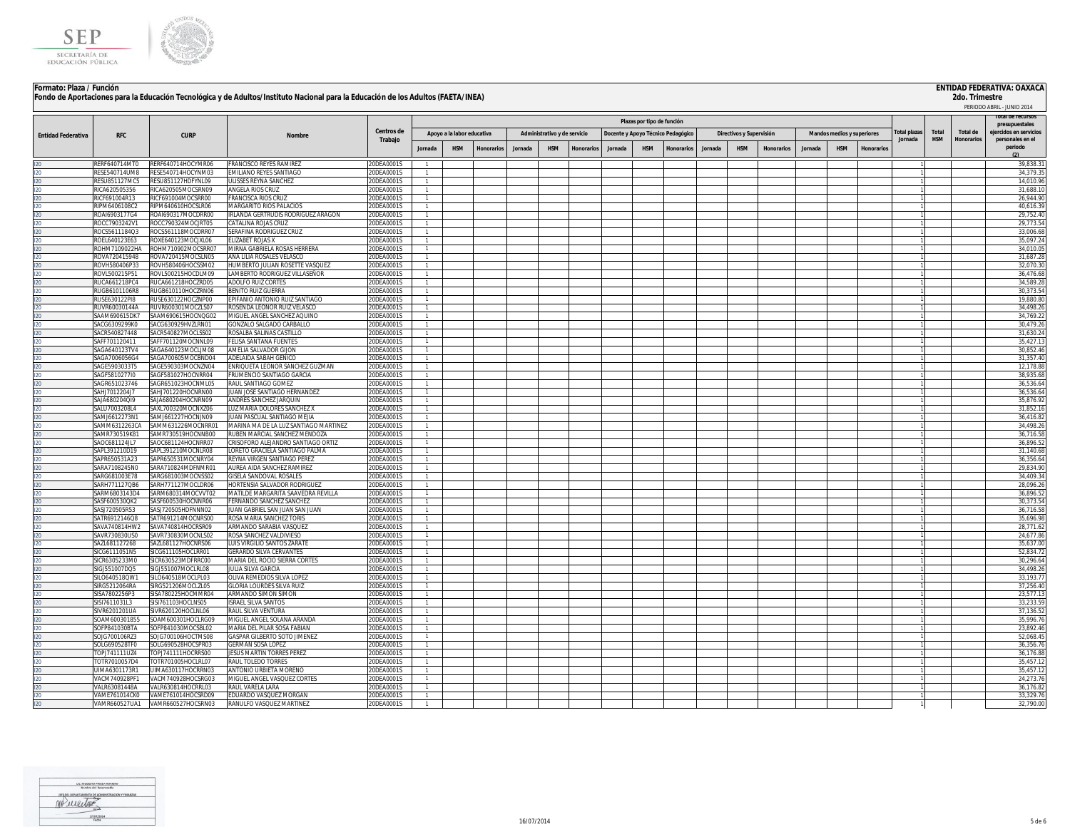**Formato: Plaza / Función**

**Fondo de Aportaciones para la Educación Tecnológica y de Adultos/Instituto Nacional para la Educación de los Adultos (FAETA/INEA)**

**ENTIDAD FEDERATIVA: OAXACA**

**2do. Trimestre**

PERIODO ABRIL - JUNIO 2014

| Entidad Federativa | RFC | CURP | Nombre | Centros de Trabajo | Plazas por tipo de función | | | | | | | | | | | | | | | Total plazas Jornada | Total HSM | Total de Honorarios | Total de recursos presupuestales ejercidos en servicios personales en el periodo (2) |
|---|---|---|---|---|---|---|---|---|---|---|---|---|---|---|---|---|---|---|---|---|---|---|---|
| | | | | | Apoyo a la labor educativa | | | Administrativo y de servicio | | | Docente y Apoyo Técnico Pedagógico | | | Directivos y Supervisión | | | Mandos medios y superiores | | | | | | |
| | | | | | Jornada | HSM | Honorarios | Jornada | HSM | Honorarios | Jornada | HSM | Honorarios | Jornada | HSM | Honorarios | Jornada | HSM | Honorarios | | | | |
| I20 | RERF640714MT0 | RERF640714HOCYMR06 | FRANCISCO REYES RAMIREZ | 20DEA0001S | 1 | | | | | | | | | | | | | | | 1 | | | 39,838.31 |
| I20 | RESE540714UM8 | RESE540714HOCYNM03 | EMILIANO REYES SANTIAGO | 20DEA0001S | 1 | | | | | | | | | | | | | | | 1 | | | 34,379.35 |
| I20 | RESU851127MC5 | RESU851127HDFYNL09 | ULISSES REYNA SANCHEZ | 20DEA0001S | 1 | | | | | | | | | | | | | | | 1 | | | 14,010.96 |
| I20 | RICA620505356 | RICA620505MOCSRN09 | ANGELA RIOS CRUZ | 20DEA0001S | 1 | | | | | | | | | | | | | | | 1 | | | 31,688.10 |
| I20 | RICF691004R13 | RICF691004MOCSRR00 | FRANCISCA RIOS CRUZ | 20DEA0001S | 1 | | | | | | | | | | | | | | | 1 | | | 26,944.90 |
| I20 | RIPM6406108C2 | RIPM640610HOCSLR06 | MARGARITO RIOS PALACIOS | 20DEA0001S | 1 | | | | | | | | | | | | | | | 1 | | | 40,616.39 |
| I20 | ROAI6903177G4 | ROAI690317MOCDRR00 | IRLANDA GERTRUDIS RODRIGUEZ ARAGON | 20DEA0001S | 1 | | | | | | | | | | | | | | | 1 | | | 29,752.40 |
| I20 | ROCC7903242V1 | ROCC790324MOCJRT05 | CATALINA ROJAS CRUZ | 20DEA0001S | 1 | | | | | | | | | | | | | | | 1 | | | 29,773.54 |
| I20 | ROCS5611184Q3 | ROCS561118MOCDRR07 | SERAFINA RODRIGUEZ CRUZ | 20DEA0001S | 1 | | | | | | | | | | | | | | | 1 | | | 33,006.68 |
| I20 | ROEL640123E63 | ROXE640123MOCJXL06 | ELIZABET ROJAS X | 20DEA0001S | 1 | | | | | | | | | | | | | | | 1 | | | 35,097.24 |
| I20 | ROHM7109022HA | ROHM710902MOCSRR07 | MIRNA GABRIELA ROSAS HERRERA | 20DEA0001S | 1 | | | | | | | | | | | | | | | 1 | | | 34,010.05 |
| I20 | ROVA720415948 | ROVA720415MOCSLN05 | ANA LILIA ROSALES VELASCO | 20DEA0001S | 1 | | | | | | | | | | | | | | | 1 | | | 31,687.28 |
| I20 | ROVH580406P33 | ROVH580406HOCSSM02 | HUMBERTO JULIAN ROSETTE VASQUEZ | 20DEA0001S | 1 | | | | | | | | | | | | | | | 1 | | | 32,070.30 |
| I20 | ROVL500215P51 | ROVL500215HOCDLM09 | LAMBERTO RODRIGUEZ VILLASEÑOR | 20DEA0001S | 1 | | | | | | | | | | | | | | | 1 | | | 36,476.68 |
| I20 | RUCA661218PC4 | RUCA661218HOCZRD05 | ADOLFO RUIZ CORTES | 20DEA0001S | 1 | | | | | | | | | | | | | | | 1 | | | 34,589.28 |
| I20 | RUGB6101106R8 | RUGB610110HOCZRN06 | BENITO RUIZ GUERRA | 20DEA0001S | 1 | | | | | | | | | | | | | | | 1 | | | 30,373.54 |
| I20 | RUSE630122PI8 | RUSE630122HOCZNP00 | EPIFANIO ANTONIO RUIZ SANTIAGO | 20DEA0001S | 1 | | | | | | | | | | | | | | | 1 | | | 19,880.80 |
| I20 | RUVR600301144A | RUVR600301MOCZLS07 | ROSENDA LEONOR RUIZ VELASCO | 20DEA0001S | 1 | | | | | | | | | | | | | | | 1 | | | 34,498.26 |
| I20 | SAAM690615DK7 | SAAM690615HOCNQG02 | MIGUEL ANGEL SANCHEZ AQUINO | 20DEA0001S | 1 | | | | | | | | | | | | | | | 1 | | | 34,769.22 |
| I20 | SACG6309299K0 | SACG630929HVZLRN01 | GONZALO SALGADO CARBALLO | 20DEA0001S | 1 | | | | | | | | | | | | | | | 1 | | | 30,479.26 |
| I20 | SACR540827448 | SACR540827MOCLSS02 | ROSALBA SALINAS CASTILLO | 20DEA0001S | 1 | | | | | | | | | | | | | | | 1 | | | 31,630.24 |
| I20 | SAFF701120411 | SAFF701120MOCNNL09 | FELISA SANTANA FUENTES | 20DEA0001S | 1 | | | | | | | | | | | | | | | 1 | | | 35,427.12 |
| I20 | SAGA640123TV4 | SAGA640123MOCLJM08 | AMELIA SALVADOR GIJON | 20DEA0001S | 1 | | | | | | | | | | | | | | | 1 | | | 30,852.46 |
| I20 | SAGA700605 6G4 | SAGA700605MOCBND04 | ADELAIDA SABAH GENICO | 20DEA0001S | 1 | | | | | | | | | | | | | | | 1 | | | 31,357.40 |
| I20 | SAGE5903033T5 | SAGE590303MOCNZN04 | ENRIQUETA LEONOR SANCHEZ GUZMAN | 20DEA0001S | 1 | | | | | | | | | | | | | | | 1 | | | 12,178.88 |
| I20 | SAGF5810277I0 | SAGF581027HOCNRR04 | FRUMENCIO SANTIAGO GARCIA | 20DEA0001S | 1 | | | | | | | | | | | | | | | 1 | | | 38,935.68 |
| I20 | SAGR651023746 | SAGR651023HOCNML05 | RAUL SANTIAGO GOMEZ | 20DEA0001S | 1 | | | | | | | | | | | | | | | 1 | | | 36,536.64 |
| I20 | SAHJ7012204J7 | SAHJ701220HOCNRN00 | JUAN JOSE SANTIAGO HERNANDEZ | 20DEA0001S | 1 | | | | | | | | | | | | | | | 1 | | | 36,536.64 |
| I20 | SAJA680204QI9 | SAJA680204HOCNRN09 | ANDRES SANCHEZ JARQUIN | 20DEA0001S | 1 | | | | | | | | | | | | | | | 1 | | | 35,876.92 |
| I20 | SALU7003208L4 | SAXL700320MOCNXZ06 | LUZ MARIA DOLORES SANCHEZ X | 20DEA0001S | 1 | | | | | | | | | | | | | | | 1 | | | 31,852.16 |
| I20 | SAMJ6612273N1 | SAMJ661227HOCNJN09 | JUAN PASCUAL SANTIAGO MEJIA | 20DEA0001S | 1 | | | | | | | | | | | | | | | 1 | | | 36,416.82 |
| I20 | SAMM6312263CA | SAMM631226MOCNRR01 | MARINA MA DE LA LUZ SANTIAGO MARTINEZ | 20DEA0001S | 1 | | | | | | | | | | | | | | | 1 | | | 34,498.26 |
| I20 | SAMR730519K81 | SAMR730519HOCNNB00 | RUBEN MARCIAL SANCHEZ MENDOZA | 20DEA0001S | 1 | | | | | | | | | | | | | | | 1 | | | 36,716.58 |
| I20 | SAOC681124JL7 | SAOC681124HOCNRR07 | CRISOFORO ALEJANDRO SANTIAGO ORTIZ | 20DEA0001S | 1 | | | | | | | | | | | | | | | 1 | | | 36,896.52 |
| I20 | SAPL391210D19 | SAPL391210MOCNLR08 | LORETO GRACIELA SANTIAGO PALMA | 20DEA0001S | 1 | | | | | | | | | | | | | | | 1 | | | 31,140.68 |
| I20 | SAPR650531A23 | SAPR650531MOCNRY04 | REYNA VIRGEN SANTIAGO PEREZ | 20DEA0001S | 1 | | | | | | | | | | | | | | | 1 | | | 36,356.64 |
| I20 | SARA7108245N0 | SARA710824MDFNMR01 | AUREA AIDA SANCHEZ RAMIREZ | 20DEA0001S | 1 | | | | | | | | | | | | | | | 1 | | | 29,834.90 |
| I20 | SARG681003E78 | SARG681003MOCNSS02 | GISELA SANDOVAL ROSALES | 20DEA0001S | 1 | | | | | | | | | | | | | | | 1 | | | 34,409.34 |
| I20 | SARH771127QB6 | SARH771127MOCLDR06 | HORTENSIA SALVADOR RODRIGUEZ | 20DEA0001S | 1 | | | | | | | | | | | | | | | 1 | | | 28,096.26 |
| I20 | SARM6803143D4 | SARM680314MOCVVT02 | MATILDE MARGARITA SAAVEDRA REVILLA | 20DEA0001S | 1 | | | | | | | | | | | | | | | 1 | | | 36,896.52 |
| I20 | SASF600530QK2 | SASF600530HOCNNR06 | FERNANDO SANCHEZ SANCHEZ | 20DEA0001S | 1 | | | | | | | | | | | | | | | 1 | | | 30,373.54 |
| I20 | SASJ720505RS3 | SASJ720505HDFNNN02 | JUAN GABRIEL SAN JUAN SAN JUAN | 20DEA0001S | 1 | | | | | | | | | | | | | | | 1 | | | 36,716.58 |
| I20 | SATR6912146Q8 | SATR691214MOCNRS00 | ROSA MARIA SANCHEZ TORIS | 20DEA0001S | 1 | | | | | | | | | | | | | | | 1 | | | 35,696.98 |
| I20 | SAVA740814HW2 | SAVA740814HOCRSR09 | ARMANDO SARABIA VASQUEZ | 20DEA0001S | 1 | | | | | | | | | | | | | | | 1 | | | 28,771.62 |
| I20 | SAVR730830US0 | SAVR730830MOCNLS02 | ROSA SANCHEZ VALDIVIESO | 20DEA0001S | 1 | | | | | | | | | | | | | | | 1 | | | 24,677.86 |
| I20 | SAZL681127268 | SAZL681127HOCNRS06 | LUIS VIRGILIO SANTOS ZARATE | 20DEA0001S | 1 | | | | | | | | | | | | | | | 1 | | | 35,637.00 |
| I20 | SICG611105IN5 | SICG611105HOCLRR01 | GERARDO SILVA CERVANTES | 20DEA0001S | 1 | | | | | | | | | | | | | | | 1 | | | 52,834.72 |
| I20 | SICR6305233M0 | SICR630523MDFRRC00 | MARIA DEL ROCIO SIERRA CORTES | 20DEA0001S | 1 | | | | | | | | | | | | | | | 1 | | | 30,296.64 |
| I20 | SIGJ551007DQ5 | SIGJ551007MOCLRL08 | JULIA SILVA GARCIA | 20DEA0001S | 1 | | | | | | | | | | | | | | | 1 | | | 34,498.26 |
| I20 | SILO640518QW1 | SILO640518MOCLPL03 | OLIVA REMEDIOS SILVA LOPEZ | 20DEA0001S | 1 | | | | | | | | | | | | | | | 1 | | | 33,193.77 |
| I20 | SIRG5212064RA | SIRG521206MOCLZL05 | GLORIA LOURDES SILVA RUIZ | 20DEA0001S | 1 | | | | | | | | | | | | | | | 1 | | | 37,256.40 |
| I20 | SISA7802256P3 | SISA780225HOCMMR04 | ARMANDO SIMON SIMON | 20DEA0001S | 1 | | | | | | | | | | | | | | | 1 | | | 23,577.13 |
| I20 | SISI7611031L3 | SISI761103HOCLNS05 | ISRAEL SILVA SANTOS | 20DEA0001S | 1 | | | | | | | | | | | | | | | 1 | | | 33,233.59 |
| I20 | SIVR6201201UA | SIVR620120HOCLNL06 | RAUL SILVA VENTURA | 20DEA0001S | 1 | | | | | | | | | | | | | | | 1 | | | 37,136.52 |
| I20 | SOAM600301855 | SOAM600301HOCLRG09 | MIGUEL ANGEL SOLANA ARANDA | 20DEA0001S | 1 | | | | | | | | | | | | | | | 1 | | | 35,996.76 |
| I20 | SOFP841030BTA | SOFP841030MOCSBL02 | MARIA DEL PILAR SOSA FABIAN | 20DEA0001S | 1 | | | | | | | | | | | | | | | 1 | | | 23,892.46 |
| I20 | SOJG700106RZ3 | SOJG700106HOCTMS08 | GASPAR GILBERTO SOTO JIMENEZ | 20DEA0001S | 1 | | | | | | | | | | | | | | | 1 | | | 52,068.45 |
| I20 | SOLG690528TF0 | SOLG690528HOCSPR03 | GERMAN SOSA LOPEZ | 20DEA0001S | 1 | | | | | | | | | | | | | | | 1 | | | 36,356.76 |
| I20 | TOPJ741111UZ4 | TOPJ741111HOCRRS00 | JESUS MARTIN TORRES PEREZ | 20DEA0001S | 1 | | | | | | | | | | | | | | | 1 | | | 36,176.88 |
| I20 | TOTR7010057D4 | TOTR701005HOCLRL07 | RAUL TOLEDO TORRES | 20DEA0001S | 1 | | | | | | | | | | | | | | | 1 | | | 35,457.12 |
| I20 | UIMA6301173R1 | UIMA630117HOCRRN03 | ANTONIO URBIETA MORENO | 20DEA0001S | 1 | | | | | | | | | | | | | | | 1 | | | 35,457.12 |
| I20 | VACM740928PF1 | VACM740928HOCSRG03 | MIGUEL ANGEL VASQUEZ CORTES | 20DEA0001S | 1 | | | | | | | | | | | | | | | 1 | | | 24,273.76 |
| I20 | VALR630814448A | VALR630814HOCRRL03 | RAUL VARELA LARA | 20DEA0001S | 1 | | | | | | | | | | | | | | | 1 | | | 36,176.82 |
| I20 | VAME761014CK0 | VAME761014HOCSRD09 | EDUARDO VASQUEZ MORGAN | 20DEA0001S | 1 | | | | | | | | | | | | | | | 1 | | | 33,329.76 |
| I20 | VAMR660527UA1 | VAMR660527HOCSRN03 | RANULFO VASQUEZ MARTINEZ | 20DEA0001S | 1 | | | | | | | | | | | | | | | 1 | | | 32,790.00 |

LIC. AUGUSTO PINEDA ROMERO
JEFE DEL DEPARTAMENTO DE ADMINISTRACION Y FINANZAS

16/07/2014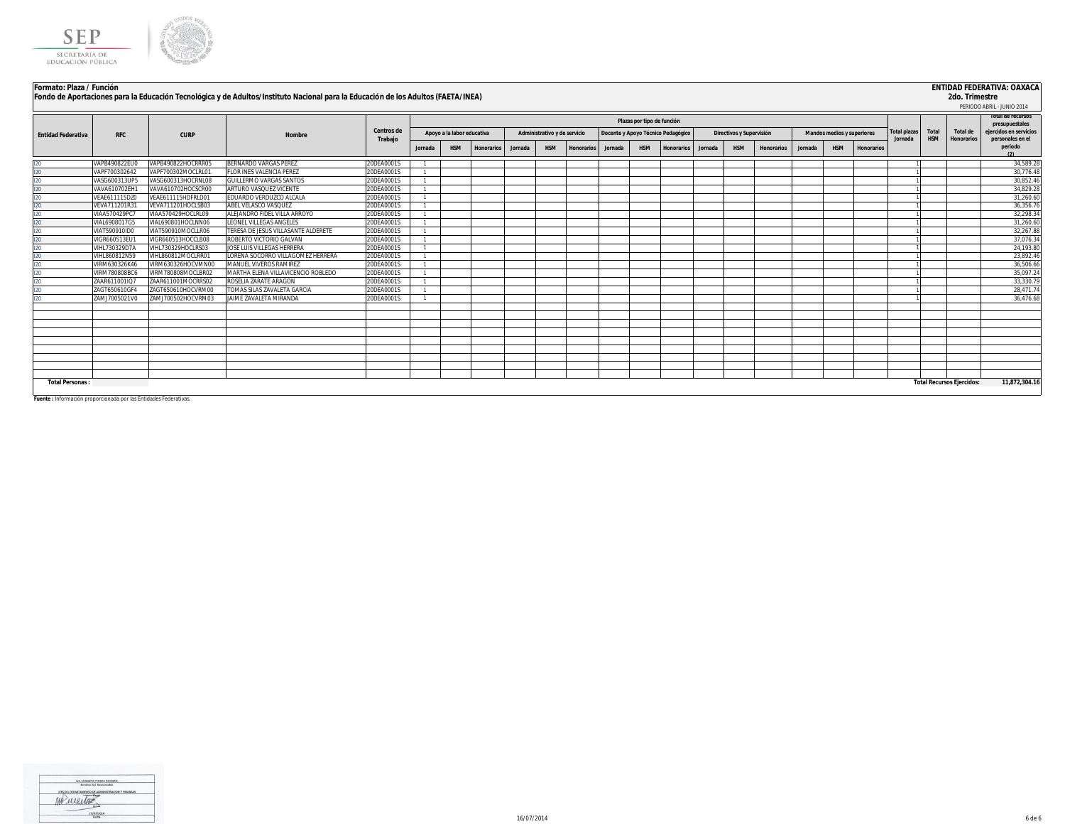**Formato: Plaza / Función**

**Fondo de Aportaciones para la Educación Tecnológica y de Adultos/Instituto Nacional para la Educación de los Adultos (FAETA/INEA)**

**ENTIDAD FEDERATIVA: OAXACA**

**2do. Trimestre**

PERIODO ABRIL - JUNIO 2014

| Entidad Federativa | RFC | CURP | Nombre | Centros de Trabajo | Plazas por tipo de función | | | | | | | | | | | | | | | Total plazas Jornada | Total HSM | Total de Honorarios | Total de recursos presupuestales ejercidos en servicios personales en el periodo (2) |
|---|---|---|---|---|---|---|---|---|---|---|---|---|---|---|---|---|---|---|---|---|---|---|---|
| | | | | | Apoyo a la labor educativa | | | Administrativo y de servicio | | | Docente y Apoyo Técnico Pedagógico | | | Directivos y Supervisión | | | Mandos medios y superiores | | | | | | |
| | | | | | Jornada | HSM | Honorarios | Jornada | HSM | Honorarios | Jornada | HSM | Honorarios | Jornada | HSM | Honorarios | Jornada | HSM | Honorarios | | | | |
| I20 | VAPB490822EU0 | VAPB490822HOCRRR05 | BERNARDO VARGAS PEREZ | 20DEA0001S | 1 | | | | | | | | | | | | | | | 1 | | | 34,589.28 |
| I20 | VAPF700302642 | VAPF700302MOCLRL01 | FLOR INES VALENCIA PEREZ | 20DEA0001S | 1 | | | | | | | | | | | | | | | 1 | | | 30,776.48 |
| I20 | VASG600313UP5 | VASG600313HOCRNL08 | GUILLERMO VARGAS SANTOS | 20DEA0001S | 1 | | | | | | | | | | | | | | | 1 | | | 30,852.46 |
| I20 | VAVA610702EH1 | VAVA610702HOCSCR00 | ARTURO VASQUEZ VICENTE | 20DEA0001S | 1 | | | | | | | | | | | | | | | 1 | | | 34,829.28 |
| I20 | VEAE611115DZ0 | VEAE611115HDFRLD01 | EDUARDO VERDUZCO ALCALA | 20DEA0001S | 1 | | | | | | | | | | | | | | | 1 | | | 31,260.60 |
| I20 | VEVA711201R31 | VEVA711201HOCLSB03 | ABEL VELASCO VASQUEZ | 20DEA0001S | 1 | | | | | | | | | | | | | | | 1 | | | 36,356.76 |
| I20 | VIAA570429PC7 | VIAA570429HOCLRL09 | ALEJANDRO FIDEL VILLA ARROYO | 20DEA0001S | 1 | | | | | | | | | | | | | | | 1 | | | 32,298.34 |
| I20 | VIAL6908017G5 | VIAL690801HOCLNN06 | LEONEL VILLEGAS ANGELES | 20DEA0001S | 1 | | | | | | | | | | | | | | | 1 | | | 31,260.60 |
| I20 | VIAT590910ID0 | VIAT590910MOCLLR06 | TERESA DE JESUS VILLASANTE ALDERETE | 20DEA0001S | 1 | | | | | | | | | | | | | | | 1 | | | 32,267.88 |
| I20 | VIGR660513EU1 | VIGR660513HOCCLB08 | ROBERTO VICTORIO GALVAN | 20DEA0001S | 1 | | | | | | | | | | | | | | | 1 | | | 37,076.34 |
| I20 | VIHL730329D7A | VIHL730329HOCLRS03 | JOSE LUIS VILLEGAS HERRERA | 20DEA0001S | 1 | | | | | | | | | | | | | | | 1 | | | 24,193.80 |
| I20 | VIHL860812N59 | VIHL860812MOCLRR01 | LORENA SOCORRO VILLAGOMEZ HERRERA | 20DEA0001S | 1 | | | | | | | | | | | | | | | 1 | | | 23,892.46 |
| I20 | VIRM630326K46 | VIRM630326HOCVMN00 | MANUEL VIVEROS RAMIREZ | 20DEA0001S | 1 | | | | | | | | | | | | | | | 1 | | | 36,506.66 |
| I20 | VIRM780808BC6 | VIRM780808MOCLBR02 | MARTHA ELENA VILLAVICENCIO ROBLEDO | 20DEA0001S | 1 | | | | | | | | | | | | | | | 1 | | | 35,097.24 |
| I20 | ZAAR611001IQ7 | ZAAR611001MOCRRS02 | ROSELIA ZARATE ARAGON | 20DEA0001S | 1 | | | | | | | | | | | | | | | 1 | | | 33,330.79 |
| I20 | ZAGT650610GF4 | ZAGT650610HOCVRM00 | TOMAS SILAS ZAVALETA GARCIA | 20DEA0001S | 1 | | | | | | | | | | | | | | | 1 | | | 28,471.74 |
| I20 | ZAMJ7005021V0 | ZAMJ700502HOCVRM03 | JAIME ZAVALETA MIRANDA | 20DEA0001S | 1 | | | | | | | | | | | | | | | 1 | | | 36,476.68 |

**Total Personas :**

**Total Recursos Ejercidos: 11,872,304.16**

**Fuente :** Información proporcionada por las Entidades Federativas.

LIC. AUGUSTO PINEDA ROMERO
Nombre del Responsable
JEFE DEL DEPARTAMENTO DE ADMINISTRACION Y FINANZAS
Puesto
Firma
15/07/2014
Fecha

16/07/2014